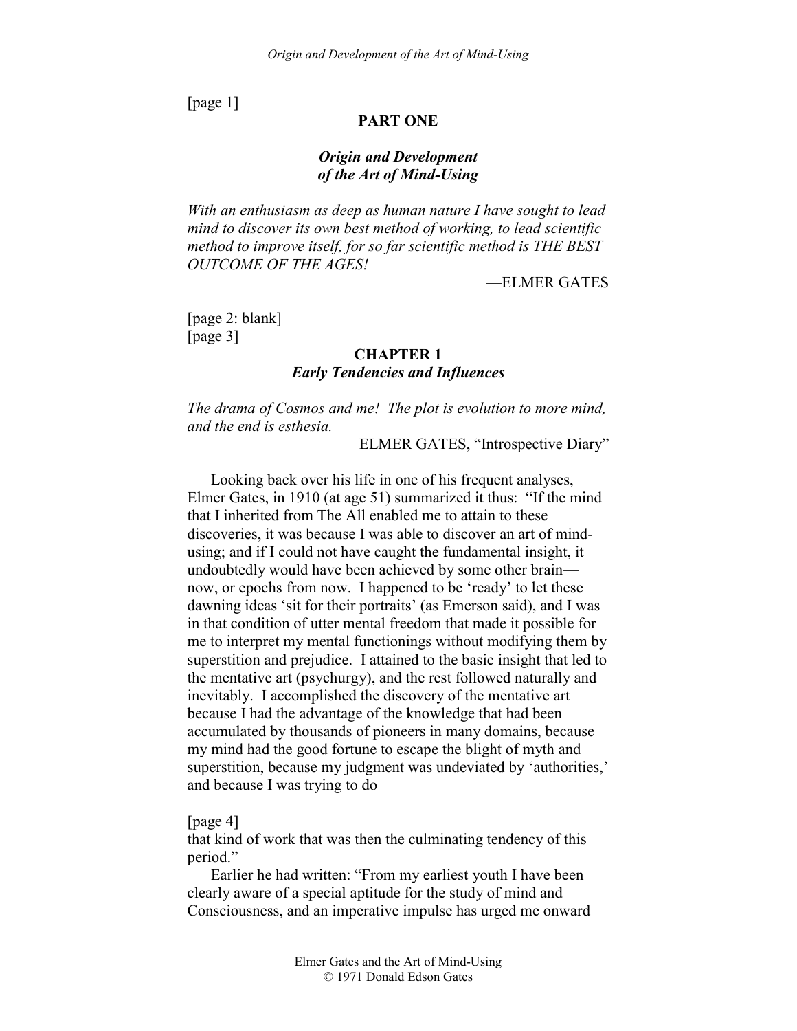[page 1]

# PART ONE

## *Origin and Development of the Art of Mind-Using*

*With an enthusiasm as deep as human nature I have sought to lead mind to discover its own best method of working, to lead scientific method to improve itself, for so far scientific method is THE BEST OUTCOME OF THE AGES!*

—ELMER GATES

[page 2: blank]
[page 3]

## CHAPTER 1
### *Early Tendencies and Influences*

*The drama of Cosmos and me! The plot is evolution to more mind, and the end is esthesia.*

—ELMER GATES, "Introspective Diary"

Looking back over his life in one of his frequent analyses, Elmer Gates, in 1910 (at age 51) summarized it thus: "If the mind that I inherited from The All enabled me to attain to these discoveries, it was because I was able to discover an art of mind-using; and if I could not have caught the fundamental insight, it undoubtedly would have been achieved by some other brain—now, or epochs from now. I happened to be 'ready' to let these dawning ideas 'sit for their portraits' (as Emerson said), and I was in that condition of utter mental freedom that made it possible for me to interpret my mental functionings without modifying them by superstition and prejudice. I attained to the basic insight that led to the mentative art (psychurgy), and the rest followed naturally and inevitably. I accomplished the discovery of the mentative art because I had the advantage of the knowledge that had been accumulated by thousands of pioneers in many domains, because my mind had the good fortune to escape the blight of myth and superstition, because my judgment was undeviated by 'authorities,' and because I was trying to do

[page 4]
that kind of work that was then the culminating tendency of this period."

Earlier he had written: "From my earliest youth I have been clearly aware of a special aptitude for the study of mind and Consciousness, and an imperative impulse has urged me onward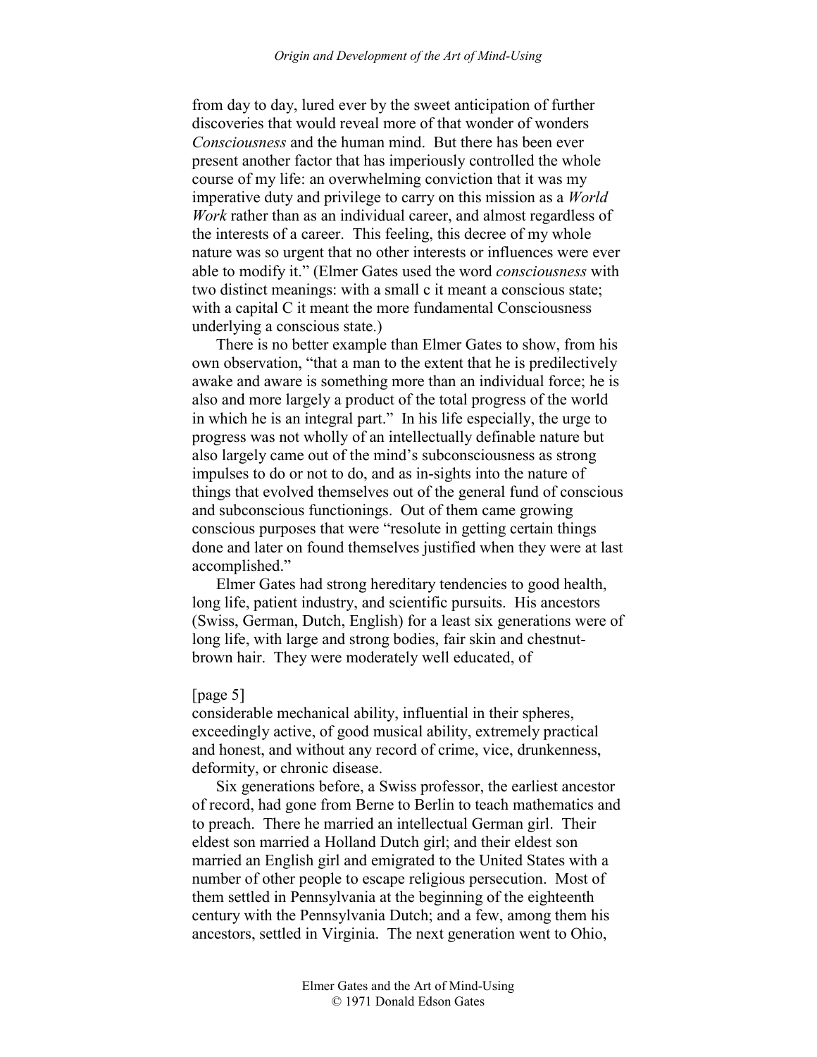from day to day, lured ever by the sweet anticipation of further discoveries that would reveal more of that wonder of wonders *Consciousness* and the human mind. But there has been ever present another factor that has imperiously controlled the whole course of my life: an overwhelming conviction that it was my imperative duty and privilege to carry on this mission as a *World Work* rather than as an individual career, and almost regardless of the interests of a career. This feeling, this decree of my whole nature was so urgent that no other interests or influences were ever able to modify it." (Elmer Gates used the word *consciousness* with two distinct meanings: with a small c it meant a conscious state; with a capital C it meant the more fundamental Consciousness underlying a conscious state.)

There is no better example than Elmer Gates to show, from his own observation, "that a man to the extent that he is predilectively awake and aware is something more than an individual force; he is also and more largely a product of the total progress of the world in which he is an integral part." In his life especially, the urge to progress was not wholly of an intellectually definable nature but also largely came out of the mind's subconsciousness as strong impulses to do or not to do, and as in-sights into the nature of things that evolved themselves out of the general fund of conscious and subconscious functionings. Out of them came growing conscious purposes that were "resolute in getting certain things done and later on found themselves justified when they were at last accomplished."

Elmer Gates had strong hereditary tendencies to good health, long life, patient industry, and scientific pursuits. His ancestors (Swiss, German, Dutch, English) for a least six generations were of long life, with large and strong bodies, fair skin and chestnut-brown hair. They were moderately well educated, of

[page 5]

considerable mechanical ability, influential in their spheres, exceedingly active, of good musical ability, extremely practical and honest, and without any record of crime, vice, drunkenness, deformity, or chronic disease.

Six generations before, a Swiss professor, the earliest ancestor of record, had gone from Berne to Berlin to teach mathematics and to preach. There he married an intellectual German girl. Their eldest son married a Holland Dutch girl; and their eldest son married an English girl and emigrated to the United States with a number of other people to escape religious persecution. Most of them settled in Pennsylvania at the beginning of the eighteenth century with the Pennsylvania Dutch; and a few, among them his ancestors, settled in Virginia. The next generation went to Ohio,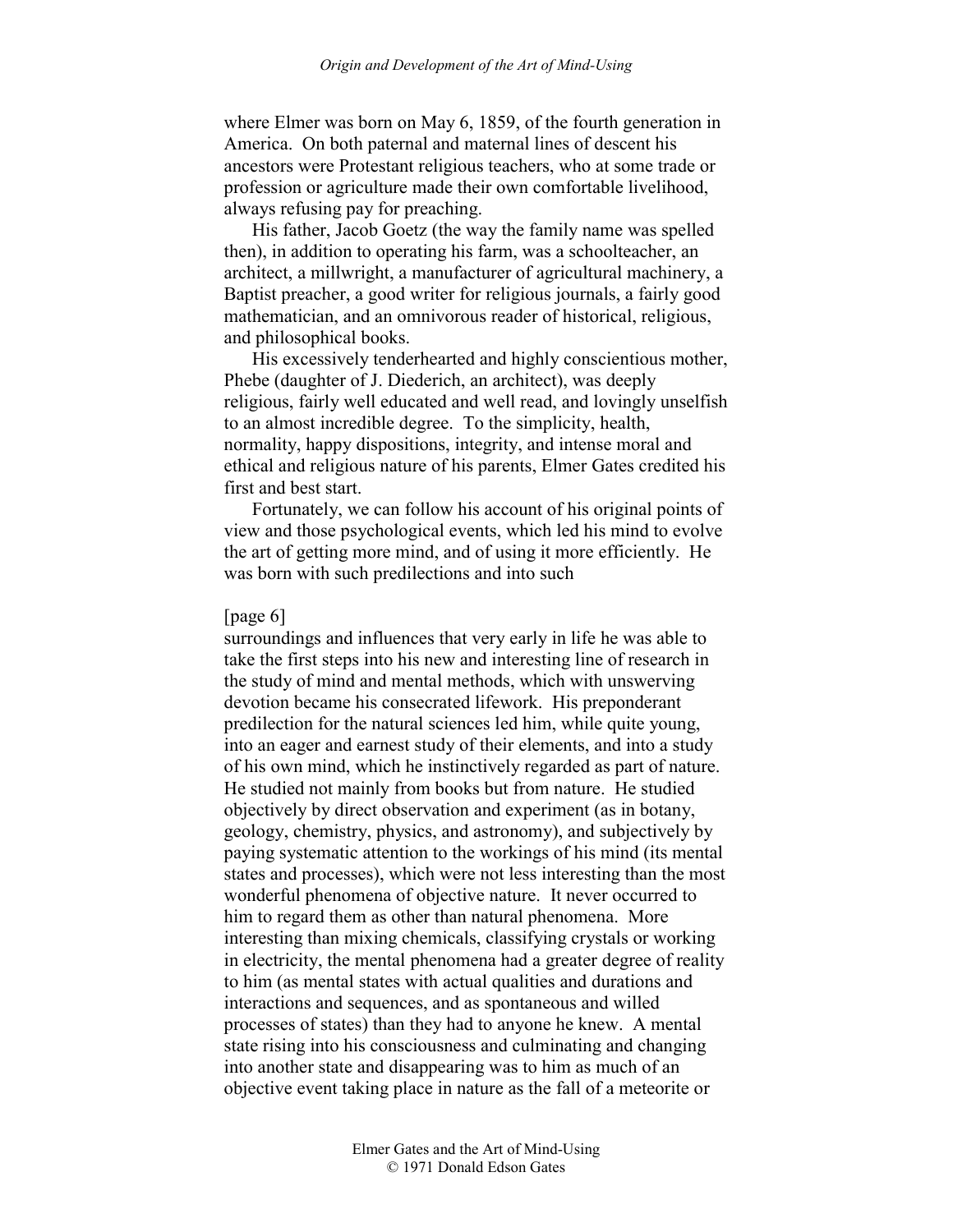where Elmer was born on May 6, 1859, of the fourth generation in America. On both paternal and maternal lines of descent his ancestors were Protestant religious teachers, who at some trade or profession or agriculture made their own comfortable livelihood, always refusing pay for preaching.

His father, Jacob Goetz (the way the family name was spelled then), in addition to operating his farm, was a schoolteacher, an architect, a millwright, a manufacturer of agricultural machinery, a Baptist preacher, a good writer for religious journals, a fairly good mathematician, and an omnivorous reader of historical, religious, and philosophical books.

His excessively tenderhearted and highly conscientious mother, Phebe (daughter of J. Diederich, an architect), was deeply religious, fairly well educated and well read, and lovingly unselfish to an almost incredible degree. To the simplicity, health, normality, happy dispositions, integrity, and intense moral and ethical and religious nature of his parents, Elmer Gates credited his first and best start.

Fortunately, we can follow his account of his original points of view and those psychological events, which led his mind to evolve the art of getting more mind, and of using it more efficiently. He was born with such predilections and into such

[page 6]

surroundings and influences that very early in life he was able to take the first steps into his new and interesting line of research in the study of mind and mental methods, which with unswerving devotion became his consecrated lifework. His preponderant predilection for the natural sciences led him, while quite young, into an eager and earnest study of their elements, and into a study of his own mind, which he instinctively regarded as part of nature. He studied not mainly from books but from nature. He studied objectively by direct observation and experiment (as in botany, geology, chemistry, physics, and astronomy), and subjectively by paying systematic attention to the workings of his mind (its mental states and processes), which were not less interesting than the most wonderful phenomena of objective nature. It never occurred to him to regard them as other than natural phenomena. More interesting than mixing chemicals, classifying crystals or working in electricity, the mental phenomena had a greater degree of reality to him (as mental states with actual qualities and durations and interactions and sequences, and as spontaneous and willed processes of states) than they had to anyone he knew. A mental state rising into his consciousness and culminating and changing into another state and disappearing was to him as much of an objective event taking place in nature as the fall of a meteorite or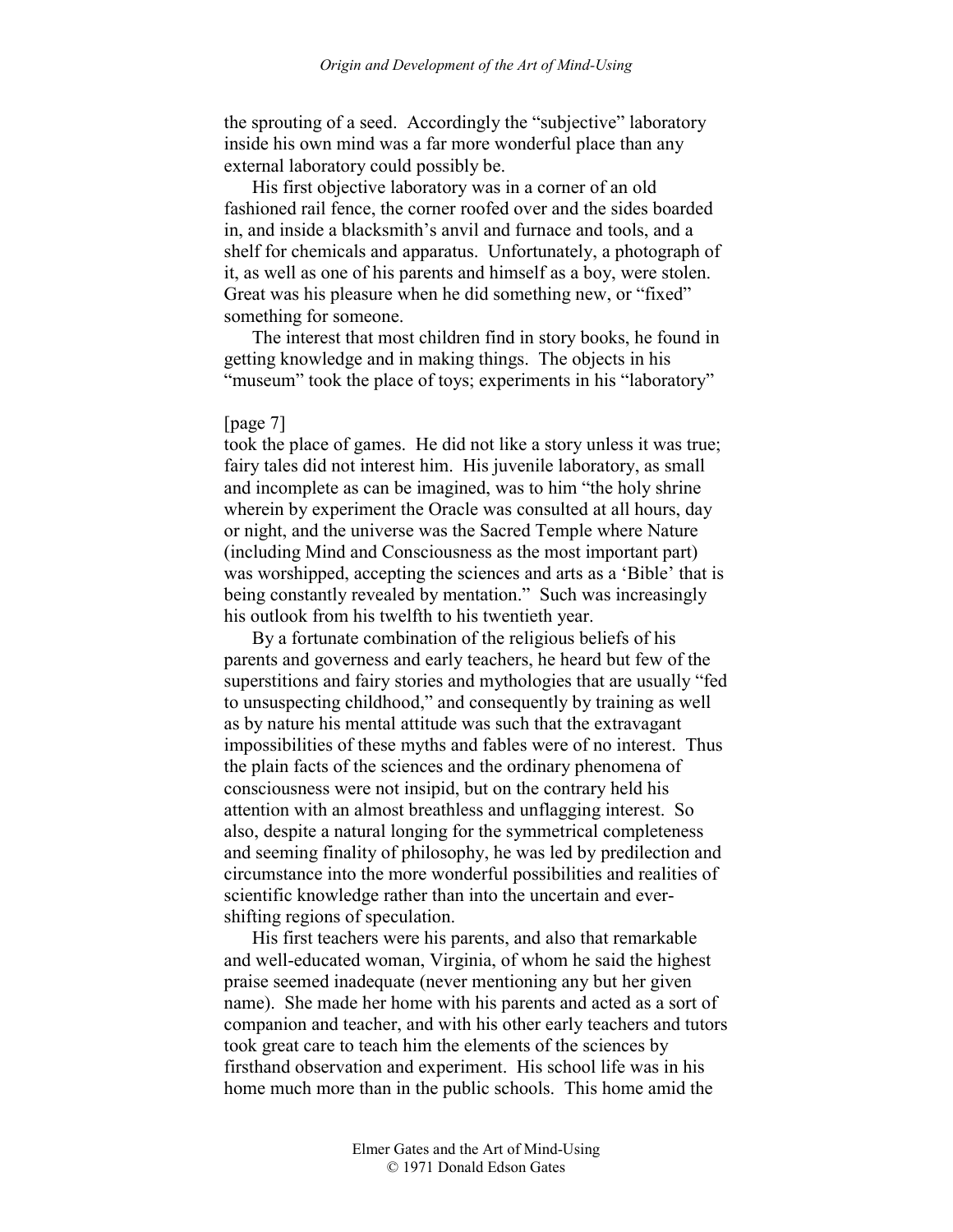the sprouting of a seed. Accordingly the "subjective" laboratory inside his own mind was a far more wonderful place than any external laboratory could possibly be.

His first objective laboratory was in a corner of an old fashioned rail fence, the corner roofed over and the sides boarded in, and inside a blacksmith's anvil and furnace and tools, and a shelf for chemicals and apparatus. Unfortunately, a photograph of it, as well as one of his parents and himself as a boy, were stolen. Great was his pleasure when he did something new, or "fixed" something for someone.

The interest that most children find in story books, he found in getting knowledge and in making things. The objects in his "museum" took the place of toys; experiments in his "laboratory"

[page 7]

took the place of games. He did not like a story unless it was true; fairy tales did not interest him. His juvenile laboratory, as small and incomplete as can be imagined, was to him "the holy shrine wherein by experiment the Oracle was consulted at all hours, day or night, and the universe was the Sacred Temple where Nature (including Mind and Consciousness as the most important part) was worshipped, accepting the sciences and arts as a 'Bible' that is being constantly revealed by mentation." Such was increasingly his outlook from his twelfth to his twentieth year.

By a fortunate combination of the religious beliefs of his parents and governess and early teachers, he heard but few of the superstitions and fairy stories and mythologies that are usually "fed to unsuspecting childhood," and consequently by training as well as by nature his mental attitude was such that the extravagant impossibilities of these myths and fables were of no interest. Thus the plain facts of the sciences and the ordinary phenomena of consciousness were not insipid, but on the contrary held his attention with an almost breathless and unflagging interest. So also, despite a natural longing for the symmetrical completeness and seeming finality of philosophy, he was led by predilection and circumstance into the more wonderful possibilities and realities of scientific knowledge rather than into the uncertain and ever-shifting regions of speculation.

His first teachers were his parents, and also that remarkable and well-educated woman, Virginia, of whom he said the highest praise seemed inadequate (never mentioning any but her given name). She made her home with his parents and acted as a sort of companion and teacher, and with his other early teachers and tutors took great care to teach him the elements of the sciences by firsthand observation and experiment. His school life was in his home much more than in the public schools. This home amid the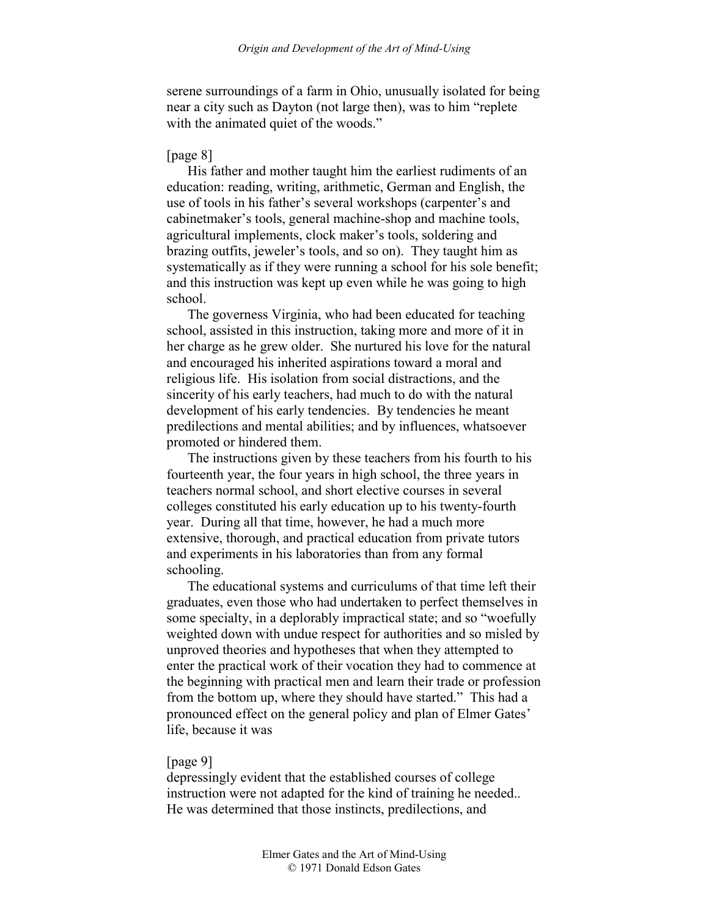serene surroundings of a farm in Ohio, unusually isolated for being near a city such as Dayton (not large then), was to him "replete with the animated quiet of the woods."

[page 8]

His father and mother taught him the earliest rudiments of an education: reading, writing, arithmetic, German and English, the use of tools in his father's several workshops (carpenter's and cabinetmaker's tools, general machine-shop and machine tools, agricultural implements, clock maker's tools, soldering and brazing outfits, jeweler's tools, and so on). They taught him as systematically as if they were running a school for his sole benefit; and this instruction was kept up even while he was going to high school.

The governess Virginia, who had been educated for teaching school, assisted in this instruction, taking more and more of it in her charge as he grew older. She nurtured his love for the natural and encouraged his inherited aspirations toward a moral and religious life. His isolation from social distractions, and the sincerity of his early teachers, had much to do with the natural development of his early tendencies. By tendencies he meant predilections and mental abilities; and by influences, whatsoever promoted or hindered them.

The instructions given by these teachers from his fourth to his fourteenth year, the four years in high school, the three years in teachers normal school, and short elective courses in several colleges constituted his early education up to his twenty-fourth year. During all that time, however, he had a much more extensive, thorough, and practical education from private tutors and experiments in his laboratories than from any formal schooling.

The educational systems and curriculums of that time left their graduates, even those who had undertaken to perfect themselves in some specialty, in a deplorably impractical state; and so "woefully weighted down with undue respect for authorities and so misled by unproved theories and hypotheses that when they attempted to enter the practical work of their vocation they had to commence at the beginning with practical men and learn their trade or profession from the bottom up, where they should have started." This had a pronounced effect on the general policy and plan of Elmer Gates' life, because it was

[page 9]

depressingly evident that the established courses of college instruction were not adapted for the kind of training he needed.. He was determined that those instincts, predilections, and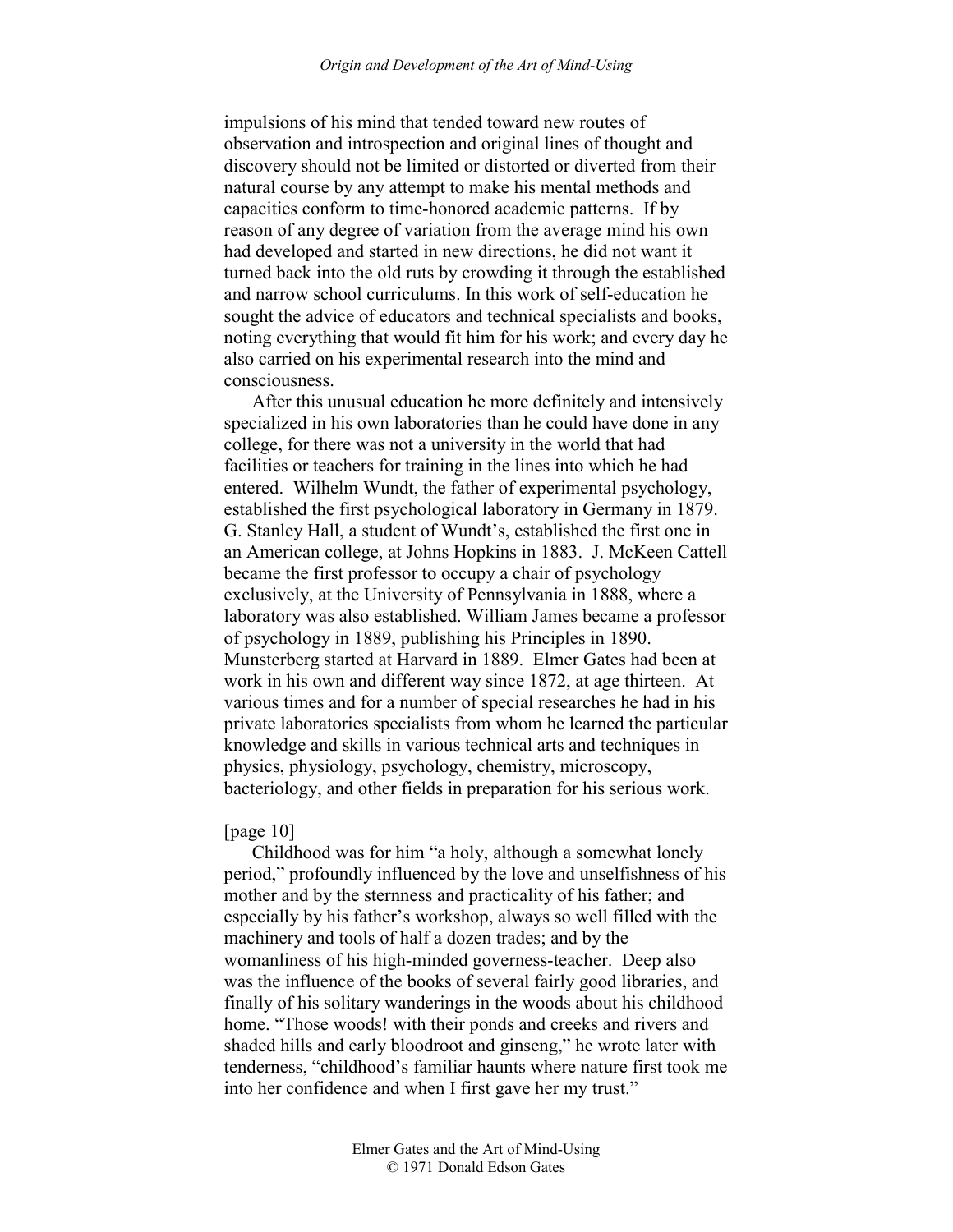impulsions of his mind that tended toward new routes of observation and introspection and original lines of thought and discovery should not be limited or distorted or diverted from their natural course by any attempt to make his mental methods and capacities conform to time-honored academic patterns. If by reason of any degree of variation from the average mind his own had developed and started in new directions, he did not want it turned back into the old ruts by crowding it through the established and narrow school curriculums. In this work of self-education he sought the advice of educators and technical specialists and books, noting everything that would fit him for his work; and every day he also carried on his experimental research into the mind and consciousness.

After this unusual education he more definitely and intensively specialized in his own laboratories than he could have done in any college, for there was not a university in the world that had facilities or teachers for training in the lines into which he had entered. Wilhelm Wundt, the father of experimental psychology, established the first psychological laboratory in Germany in 1879. G. Stanley Hall, a student of Wundt's, established the first one in an American college, at Johns Hopkins in 1883. J. McKeen Cattell became the first professor to occupy a chair of psychology exclusively, at the University of Pennsylvania in 1888, where a laboratory was also established. William James became a professor of psychology in 1889, publishing his Principles in 1890. Munsterberg started at Harvard in 1889. Elmer Gates had been at work in his own and different way since 1872, at age thirteen. At various times and for a number of special researches he had in his private laboratories specialists from whom he learned the particular knowledge and skills in various technical arts and techniques in physics, physiology, psychology, chemistry, microscopy, bacteriology, and other fields in preparation for his serious work.

[page 10]

Childhood was for him "a holy, although a somewhat lonely period," profoundly influenced by the love and unselfishness of his mother and by the sternness and practicality of his father; and especially by his father's workshop, always so well filled with the machinery and tools of half a dozen trades; and by the womanliness of his high-minded governess-teacher. Deep also was the influence of the books of several fairly good libraries, and finally of his solitary wanderings in the woods about his childhood home. "Those woods! with their ponds and creeks and rivers and shaded hills and early bloodroot and ginseng," he wrote later with tenderness, "childhood's familiar haunts where nature first took me into her confidence and when I first gave her my trust."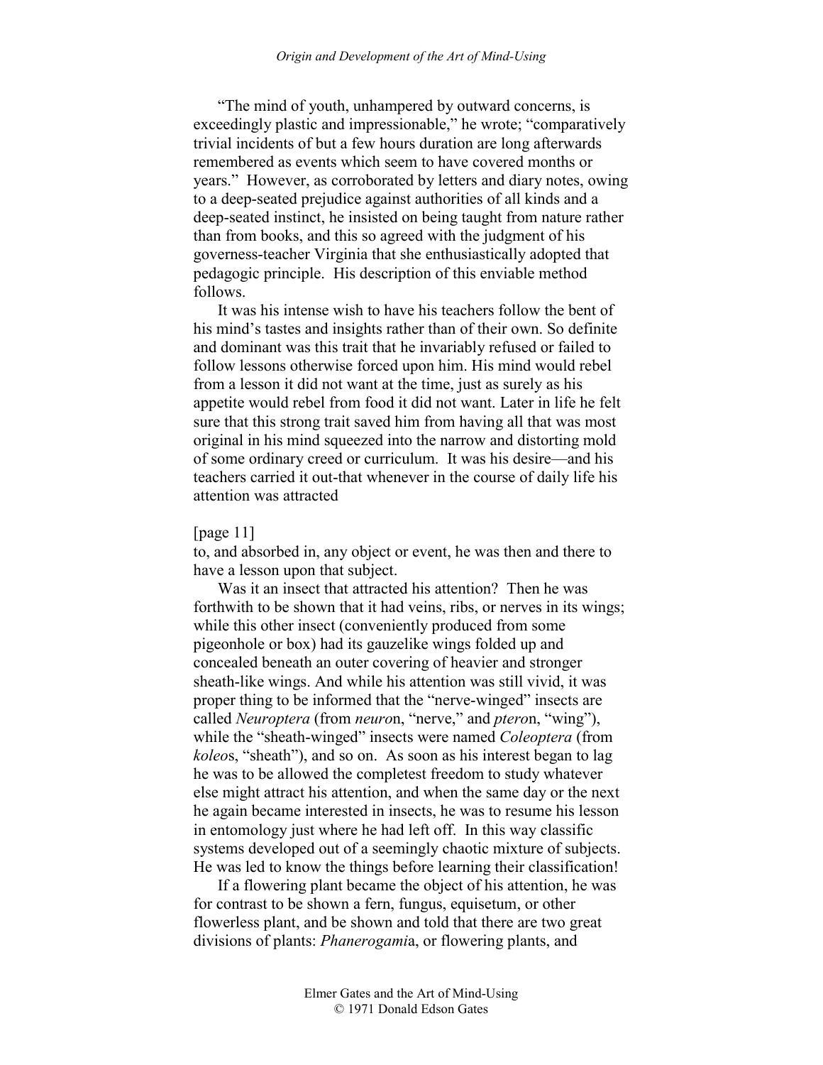"The mind of youth, unhampered by outward concerns, is exceedingly plastic and impressionable," he wrote; "comparatively trivial incidents of but a few hours duration are long afterwards remembered as events which seem to have covered months or years." However, as corroborated by letters and diary notes, owing to a deep-seated prejudice against authorities of all kinds and a deep-seated instinct, he insisted on being taught from nature rather than from books, and this so agreed with the judgment of his governess-teacher Virginia that she enthusiastically adopted that pedagogic principle. His description of this enviable method follows.

It was his intense wish to have his teachers follow the bent of his mind's tastes and insights rather than of their own. So definite and dominant was this trait that he invariably refused or failed to follow lessons otherwise forced upon him. His mind would rebel from a lesson it did not want at the time, just as surely as his appetite would rebel from food it did not want. Later in life he felt sure that this strong trait saved him from having all that was most original in his mind squeezed into the narrow and distorting mold of some ordinary creed or curriculum. It was his desire—and his teachers carried it out-that whenever in the course of daily life his attention was attracted

[page 11]

to, and absorbed in, any object or event, he was then and there to have a lesson upon that subject.

Was it an insect that attracted his attention? Then he was forthwith to be shown that it had veins, ribs, or nerves in its wings; while this other insect (conveniently produced from some pigeonhole or box) had its gauzelike wings folded up and concealed beneath an outer covering of heavier and stronger sheath-like wings. And while his attention was still vivid, it was proper thing to be informed that the "nerve-winged" insects are called *Neuroptera* (from *neuro*n, "nerve," and *ptero*n, "wing"), while the "sheath-winged" insects were named *Coleoptera* (from *koleo*s, "sheath"), and so on. As soon as his interest began to lag he was to be allowed the completest freedom to study whatever else might attract his attention, and when the same day or the next he again became interested in insects, he was to resume his lesson in entomology just where he had left off. In this way classific systems developed out of a seemingly chaotic mixture of subjects. He was led to know the things before learning their classification!

If a flowering plant became the object of his attention, he was for contrast to be shown a fern, fungus, equisetum, or other flowerless plant, and be shown and told that there are two great divisions of plants: *Phanerogami*a, or flowering plants, and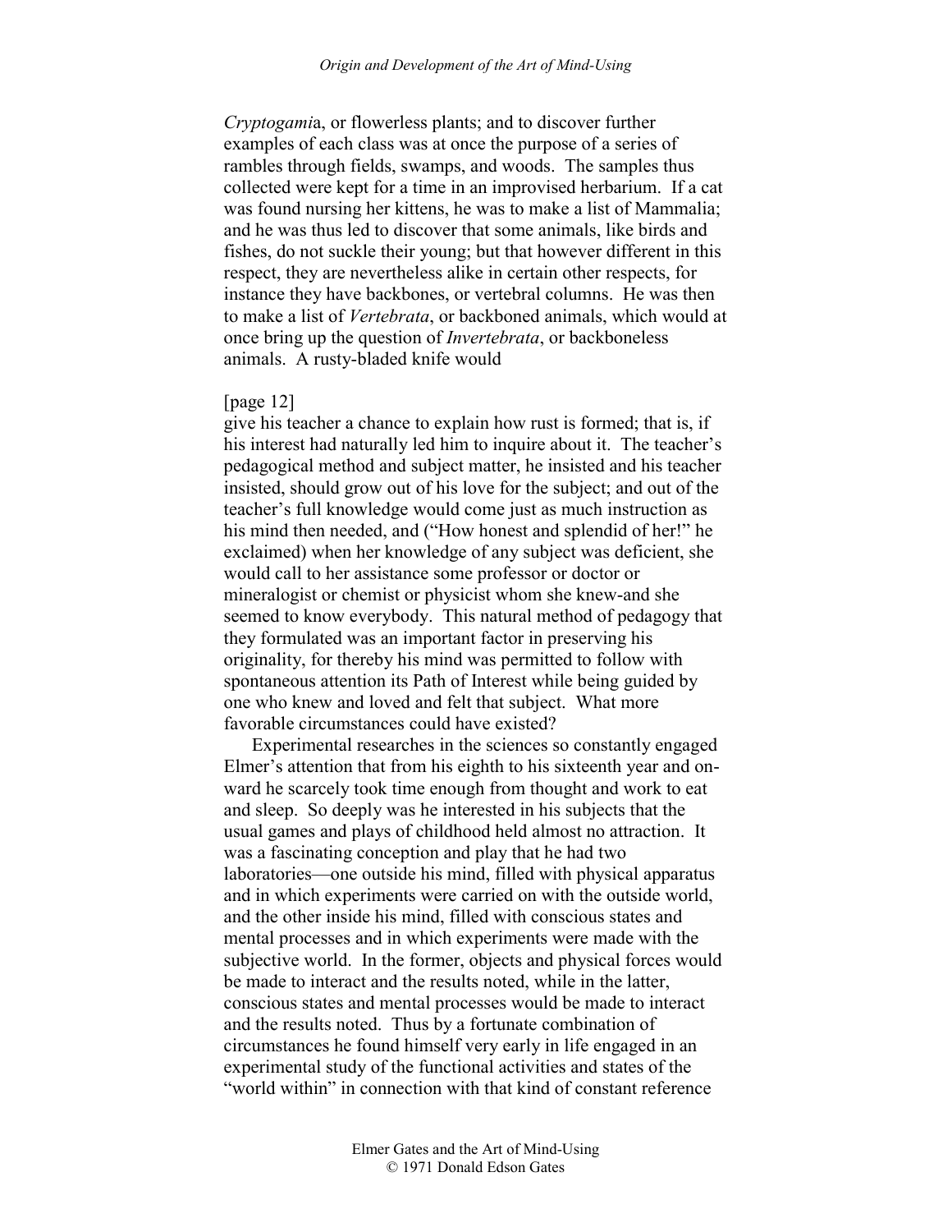*Cryptogami*a, or flowerless plants; and to discover further examples of each class was at once the purpose of a series of rambles through fields, swamps, and woods. The samples thus collected were kept for a time in an improvised herbarium. If a cat was found nursing her kittens, he was to make a list of Mammalia; and he was thus led to discover that some animals, like birds and fishes, do not suckle their young; but that however different in this respect, they are nevertheless alike in certain other respects, for instance they have backbones, or vertebral columns. He was then to make a list of *Vertebrata*, or backboned animals, which would at once bring up the question of *Invertebrata*, or backboneless animals. A rusty-bladed knife would

[page 12]
give his teacher a chance to explain how rust is formed; that is, if his interest had naturally led him to inquire about it. The teacher's pedagogical method and subject matter, he insisted and his teacher insisted, should grow out of his love for the subject; and out of the teacher's full knowledge would come just as much instruction as his mind then needed, and ("How honest and splendid of her!" he exclaimed) when her knowledge of any subject was deficient, she would call to her assistance some professor or doctor or mineralogist or chemist or physicist whom she knew-and she seemed to know everybody. This natural method of pedagogy that they formulated was an important factor in preserving his originality, for thereby his mind was permitted to follow with spontaneous attention its Path of Interest while being guided by one who knew and loved and felt that subject. What more favorable circumstances could have existed?

Experimental researches in the sciences so constantly engaged Elmer's attention that from his eighth to his sixteenth year and onward he scarcely took time enough from thought and work to eat and sleep. So deeply was he interested in his subjects that the usual games and plays of childhood held almost no attraction. It was a fascinating conception and play that he had two laboratories—one outside his mind, filled with physical apparatus and in which experiments were carried on with the outside world, and the other inside his mind, filled with conscious states and mental processes and in which experiments were made with the subjective world. In the former, objects and physical forces would be made to interact and the results noted, while in the latter, conscious states and mental processes would be made to interact and the results noted. Thus by a fortunate combination of circumstances he found himself very early in life engaged in an experimental study of the functional activities and states of the "world within" in connection with that kind of constant reference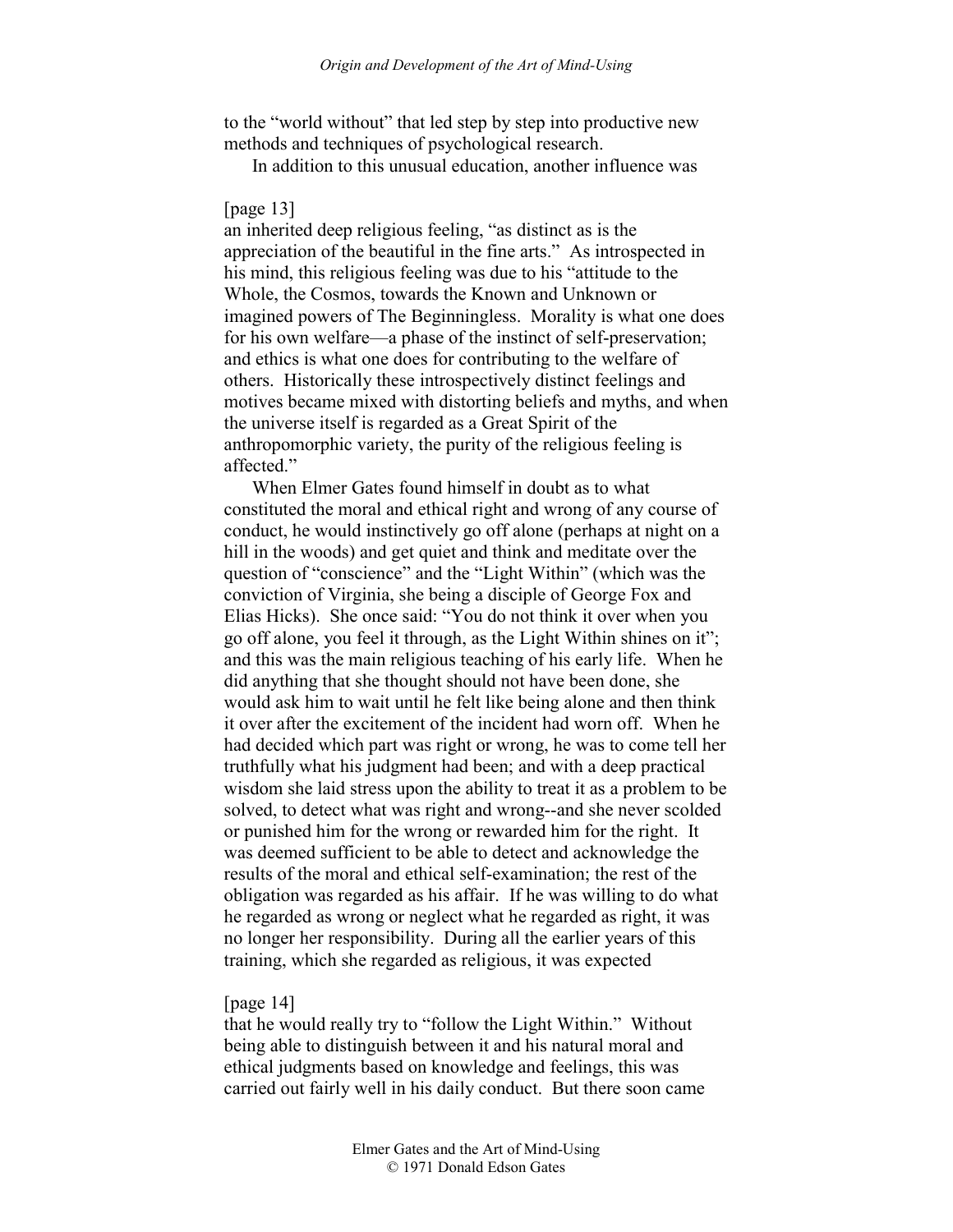to the "world without" that led step by step into productive new methods and techniques of psychological research.

In addition to this unusual education, another influence was

[page 13]
an inherited deep religious feeling, "as distinct as is the appreciation of the beautiful in the fine arts." As introspected in his mind, this religious feeling was due to his "attitude to the Whole, the Cosmos, towards the Known and Unknown or imagined powers of The Beginningless. Morality is what one does for his own welfare—a phase of the instinct of self-preservation; and ethics is what one does for contributing to the welfare of others. Historically these introspectively distinct feelings and motives became mixed with distorting beliefs and myths, and when the universe itself is regarded as a Great Spirit of the anthropomorphic variety, the purity of the religious feeling is affected."

When Elmer Gates found himself in doubt as to what constituted the moral and ethical right and wrong of any course of conduct, he would instinctively go off alone (perhaps at night on a hill in the woods) and get quiet and think and meditate over the question of "conscience" and the "Light Within" (which was the conviction of Virginia, she being a disciple of George Fox and Elias Hicks). She once said: "You do not think it over when you go off alone, you feel it through, as the Light Within shines on it"; and this was the main religious teaching of his early life. When he did anything that she thought should not have been done, she would ask him to wait until he felt like being alone and then think it over after the excitement of the incident had worn off. When he had decided which part was right or wrong, he was to come tell her truthfully what his judgment had been; and with a deep practical wisdom she laid stress upon the ability to treat it as a problem to be solved, to detect what was right and wrong--and she never scolded or punished him for the wrong or rewarded him for the right. It was deemed sufficient to be able to detect and acknowledge the results of the moral and ethical self-examination; the rest of the obligation was regarded as his affair. If he was willing to do what he regarded as wrong or neglect what he regarded as right, it was no longer her responsibility. During all the earlier years of this training, which she regarded as religious, it was expected

[page 14]
that he would really try to "follow the Light Within." Without being able to distinguish between it and his natural moral and ethical judgments based on knowledge and feelings, this was carried out fairly well in his daily conduct. But there soon came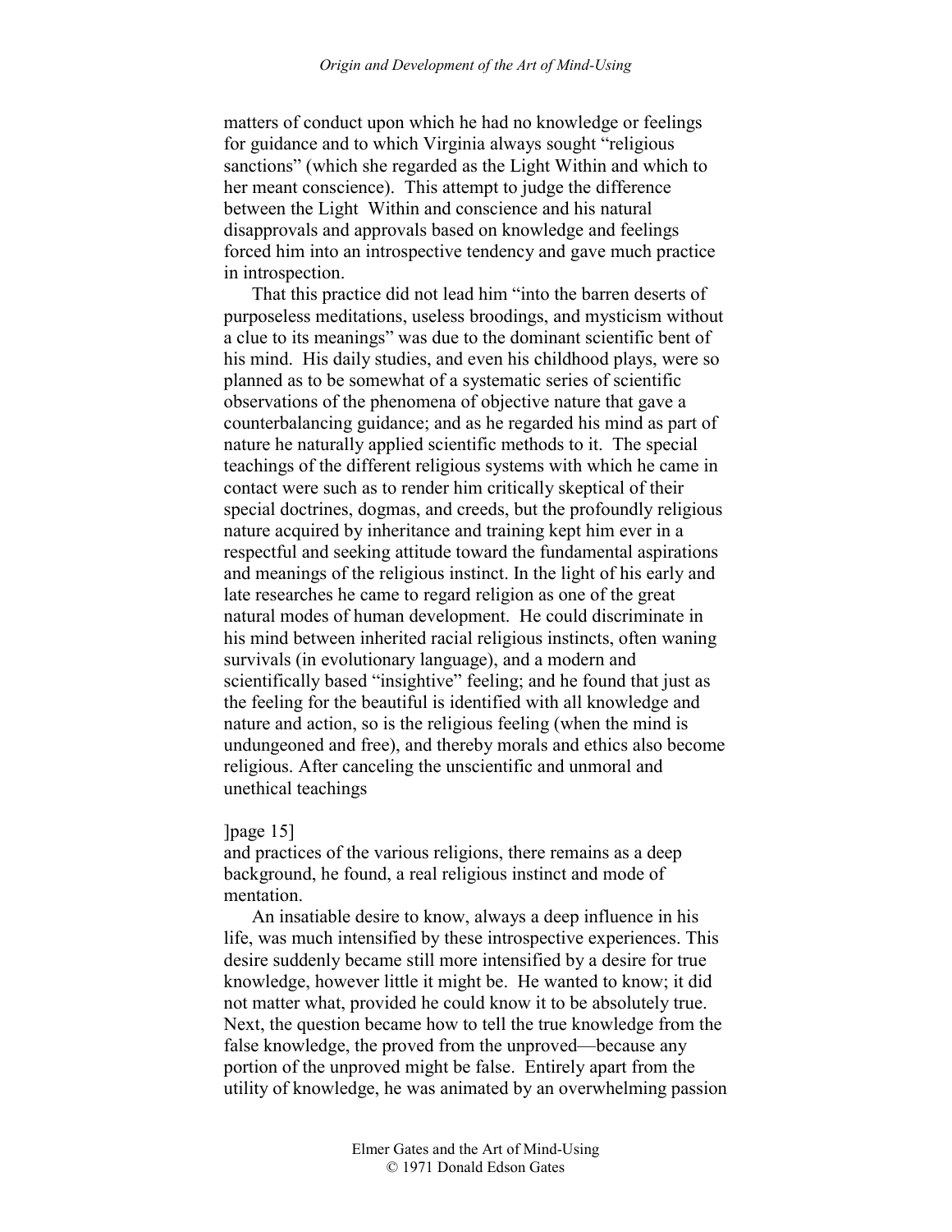matters of conduct upon which he had no knowledge or feelings for guidance and to which Virginia always sought "religious sanctions" (which she regarded as the Light Within and which to her meant conscience). This attempt to judge the difference between the Light Within and conscience and his natural disapprovals and approvals based on knowledge and feelings forced him into an introspective tendency and gave much practice in introspection.

That this practice did not lead him "into the barren deserts of purposeless meditations, useless broodings, and mysticism without a clue to its meanings" was due to the dominant scientific bent of his mind. His daily studies, and even his childhood plays, were so planned as to be somewhat of a systematic series of scientific observations of the phenomena of objective nature that gave a counterbalancing guidance; and as he regarded his mind as part of nature he naturally applied scientific methods to it. The special teachings of the different religious systems with which he came in contact were such as to render him critically skeptical of their special doctrines, dogmas, and creeds, but the profoundly religious nature acquired by inheritance and training kept him ever in a respectful and seeking attitude toward the fundamental aspirations and meanings of the religious instinct. In the light of his early and late researches he came to regard religion as one of the great natural modes of human development. He could discriminate in his mind between inherited racial religious instincts, often waning survivals (in evolutionary language), and a modern and scientifically based "insightive" feeling; and he found that just as the feeling for the beautiful is identified with all knowledge and nature and action, so is the religious feeling (when the mind is undungeoned and free), and thereby morals and ethics also become religious. After canceling the unscientific and unmoral and unethical teachings

]page 15]

and practices of the various religions, there remains as a deep background, he found, a real religious instinct and mode of mentation.

An insatiable desire to know, always a deep influence in his life, was much intensified by these introspective experiences. This desire suddenly became still more intensified by a desire for true knowledge, however little it might be. He wanted to know; it did not matter what, provided he could know it to be absolutely true. Next, the question became how to tell the true knowledge from the false knowledge, the proved from the unproved—because any portion of the unproved might be false. Entirely apart from the utility of knowledge, he was animated by an overwhelming passion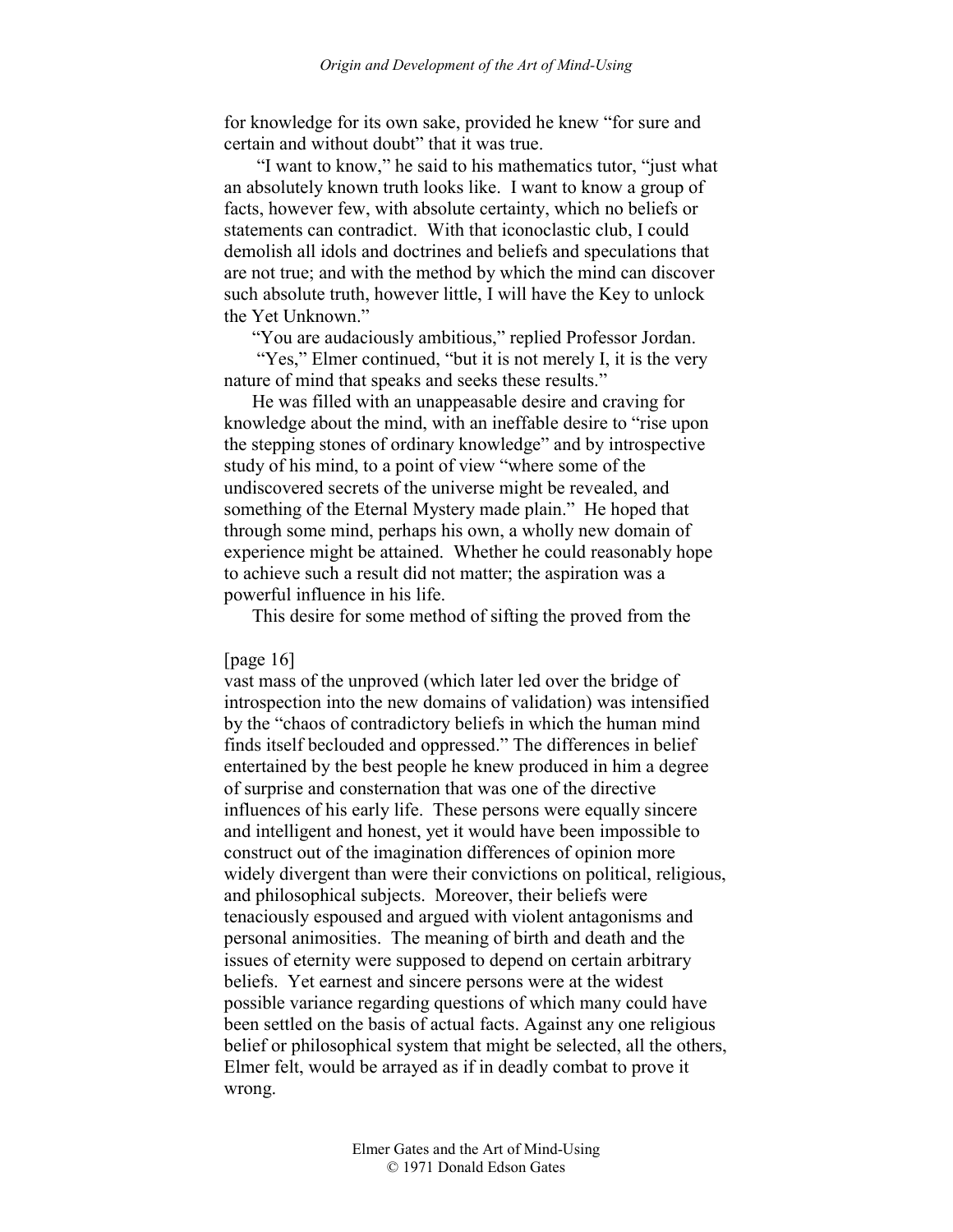for knowledge for its own sake, provided he knew "for sure and certain and without doubt" that it was true.

"I want to know," he said to his mathematics tutor, "just what an absolutely known truth looks like. I want to know a group of facts, however few, with absolute certainty, which no beliefs or statements can contradict. With that iconoclastic club, I could demolish all idols and doctrines and beliefs and speculations that are not true; and with the method by which the mind can discover such absolute truth, however little, I will have the Key to unlock the Yet Unknown."

"You are audaciously ambitious," replied Professor Jordan.

"Yes," Elmer continued, "but it is not merely I, it is the very nature of mind that speaks and seeks these results."

He was filled with an unappeasable desire and craving for knowledge about the mind, with an ineffable desire to "rise upon the stepping stones of ordinary knowledge" and by introspective study of his mind, to a point of view "where some of the undiscovered secrets of the universe might be revealed, and something of the Eternal Mystery made plain." He hoped that through some mind, perhaps his own, a wholly new domain of experience might be attained. Whether he could reasonably hope to achieve such a result did not matter; the aspiration was a powerful influence in his life.

This desire for some method of sifting the proved from the

[page 16]

vast mass of the unproved (which later led over the bridge of introspection into the new domains of validation) was intensified by the "chaos of contradictory beliefs in which the human mind finds itself beclouded and oppressed." The differences in belief entertained by the best people he knew produced in him a degree of surprise and consternation that was one of the directive influences of his early life. These persons were equally sincere and intelligent and honest, yet it would have been impossible to construct out of the imagination differences of opinion more widely divergent than were their convictions on political, religious, and philosophical subjects. Moreover, their beliefs were tenaciously espoused and argued with violent antagonisms and personal animosities. The meaning of birth and death and the issues of eternity were supposed to depend on certain arbitrary beliefs. Yet earnest and sincere persons were at the widest possible variance regarding questions of which many could have been settled on the basis of actual facts. Against any one religious belief or philosophical system that might be selected, all the others, Elmer felt, would be arrayed as if in deadly combat to prove it wrong.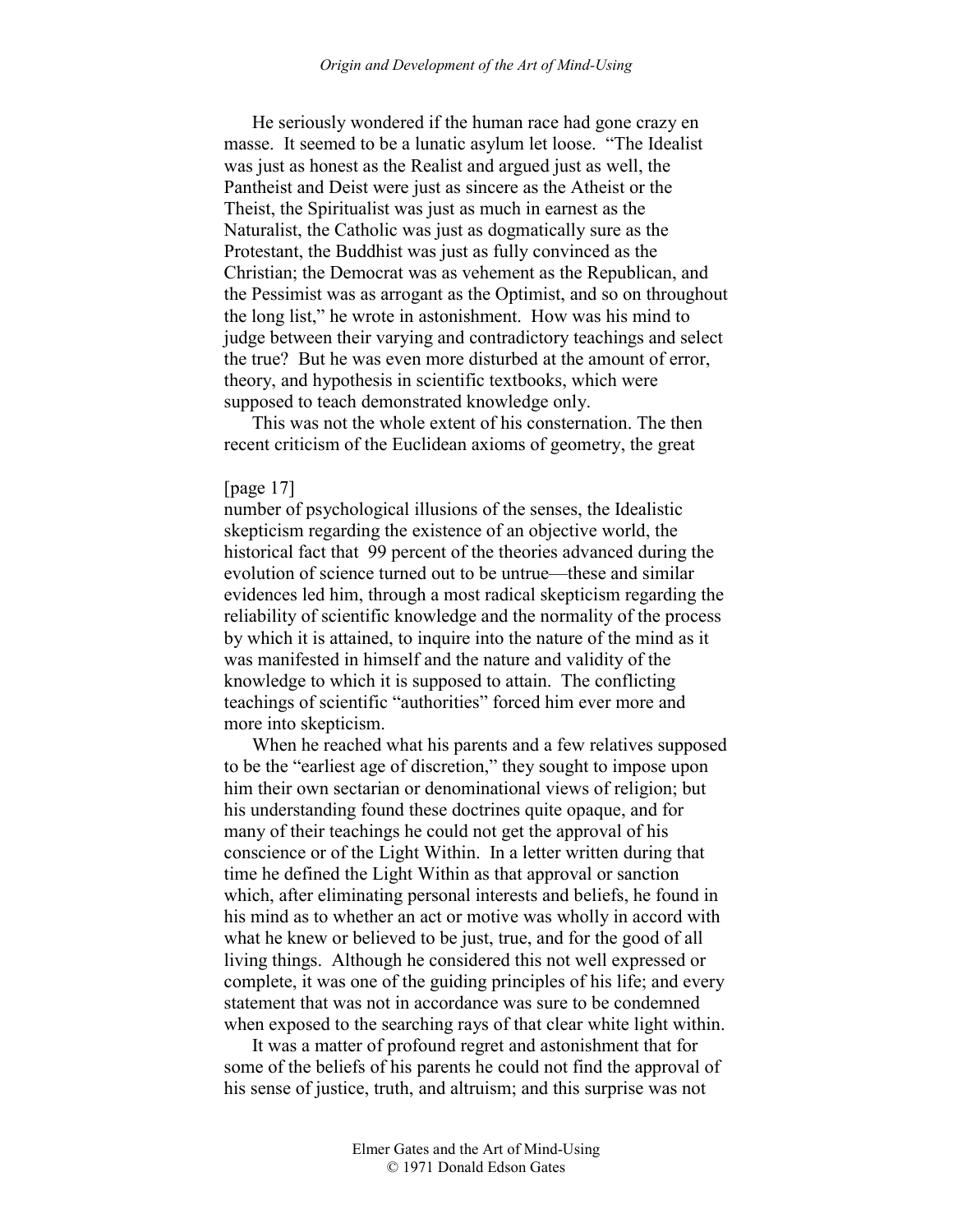He seriously wondered if the human race had gone crazy en masse. It seemed to be a lunatic asylum let loose. "The Idealist was just as honest as the Realist and argued just as well, the Pantheist and Deist were just as sincere as the Atheist or the Theist, the Spiritualist was just as much in earnest as the Naturalist, the Catholic was just as dogmatically sure as the Protestant, the Buddhist was just as fully convinced as the Christian; the Democrat was as vehement as the Republican, and the Pessimist was as arrogant as the Optimist, and so on throughout the long list," he wrote in astonishment. How was his mind to judge between their varying and contradictory teachings and select the true? But he was even more disturbed at the amount of error, theory, and hypothesis in scientific textbooks, which were supposed to teach demonstrated knowledge only.

This was not the whole extent of his consternation. The then recent criticism of the Euclidean axioms of geometry, the great

[page 17]

number of psychological illusions of the senses, the Idealistic skepticism regarding the existence of an objective world, the historical fact that 99 percent of the theories advanced during the evolution of science turned out to be untrue—these and similar evidences led him, through a most radical skepticism regarding the reliability of scientific knowledge and the normality of the process by which it is attained, to inquire into the nature of the mind as it was manifested in himself and the nature and validity of the knowledge to which it is supposed to attain. The conflicting teachings of scientific "authorities" forced him ever more and more into skepticism.

When he reached what his parents and a few relatives supposed to be the "earliest age of discretion," they sought to impose upon him their own sectarian or denominational views of religion; but his understanding found these doctrines quite opaque, and for many of their teachings he could not get the approval of his conscience or of the Light Within. In a letter written during that time he defined the Light Within as that approval or sanction which, after eliminating personal interests and beliefs, he found in his mind as to whether an act or motive was wholly in accord with what he knew or believed to be just, true, and for the good of all living things. Although he considered this not well expressed or complete, it was one of the guiding principles of his life; and every statement that was not in accordance was sure to be condemned when exposed to the searching rays of that clear white light within.

It was a matter of profound regret and astonishment that for some of the beliefs of his parents he could not find the approval of his sense of justice, truth, and altruism; and this surprise was not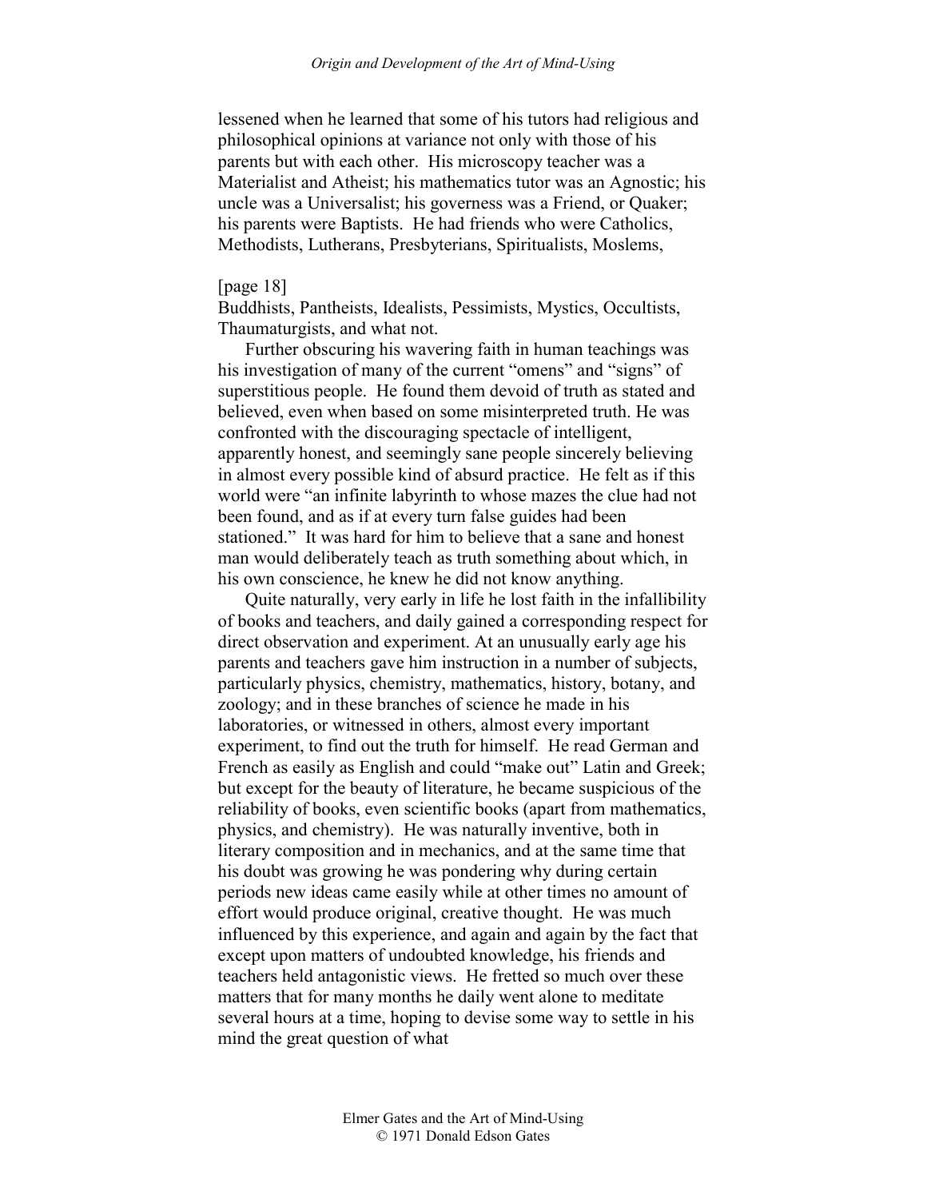lessened when he learned that some of his tutors had religious and philosophical opinions at variance not only with those of his parents but with each other. His microscopy teacher was a Materialist and Atheist; his mathematics tutor was an Agnostic; his uncle was a Universalist; his governess was a Friend, or Quaker; his parents were Baptists. He had friends who were Catholics, Methodists, Lutherans, Presbyterians, Spiritualists, Moslems,

[page 18]
Buddhists, Pantheists, Idealists, Pessimists, Mystics, Occultists, Thaumaturgists, and what not.

Further obscuring his wavering faith in human teachings was his investigation of many of the current "omens" and "signs" of superstitious people. He found them devoid of truth as stated and believed, even when based on some misinterpreted truth. He was confronted with the discouraging spectacle of intelligent, apparently honest, and seemingly sane people sincerely believing in almost every possible kind of absurd practice. He felt as if this world were "an infinite labyrinth to whose mazes the clue had not been found, and as if at every turn false guides had been stationed." It was hard for him to believe that a sane and honest man would deliberately teach as truth something about which, in his own conscience, he knew he did not know anything.

Quite naturally, very early in life he lost faith in the infallibility of books and teachers, and daily gained a corresponding respect for direct observation and experiment. At an unusually early age his parents and teachers gave him instruction in a number of subjects, particularly physics, chemistry, mathematics, history, botany, and zoology; and in these branches of science he made in his laboratories, or witnessed in others, almost every important experiment, to find out the truth for himself. He read German and French as easily as English and could "make out" Latin and Greek; but except for the beauty of literature, he became suspicious of the reliability of books, even scientific books (apart from mathematics, physics, and chemistry). He was naturally inventive, both in literary composition and in mechanics, and at the same time that his doubt was growing he was pondering why during certain periods new ideas came easily while at other times no amount of effort would produce original, creative thought. He was much influenced by this experience, and again and again by the fact that except upon matters of undoubted knowledge, his friends and teachers held antagonistic views. He fretted so much over these matters that for many months he daily went alone to meditate several hours at a time, hoping to devise some way to settle in his mind the great question of what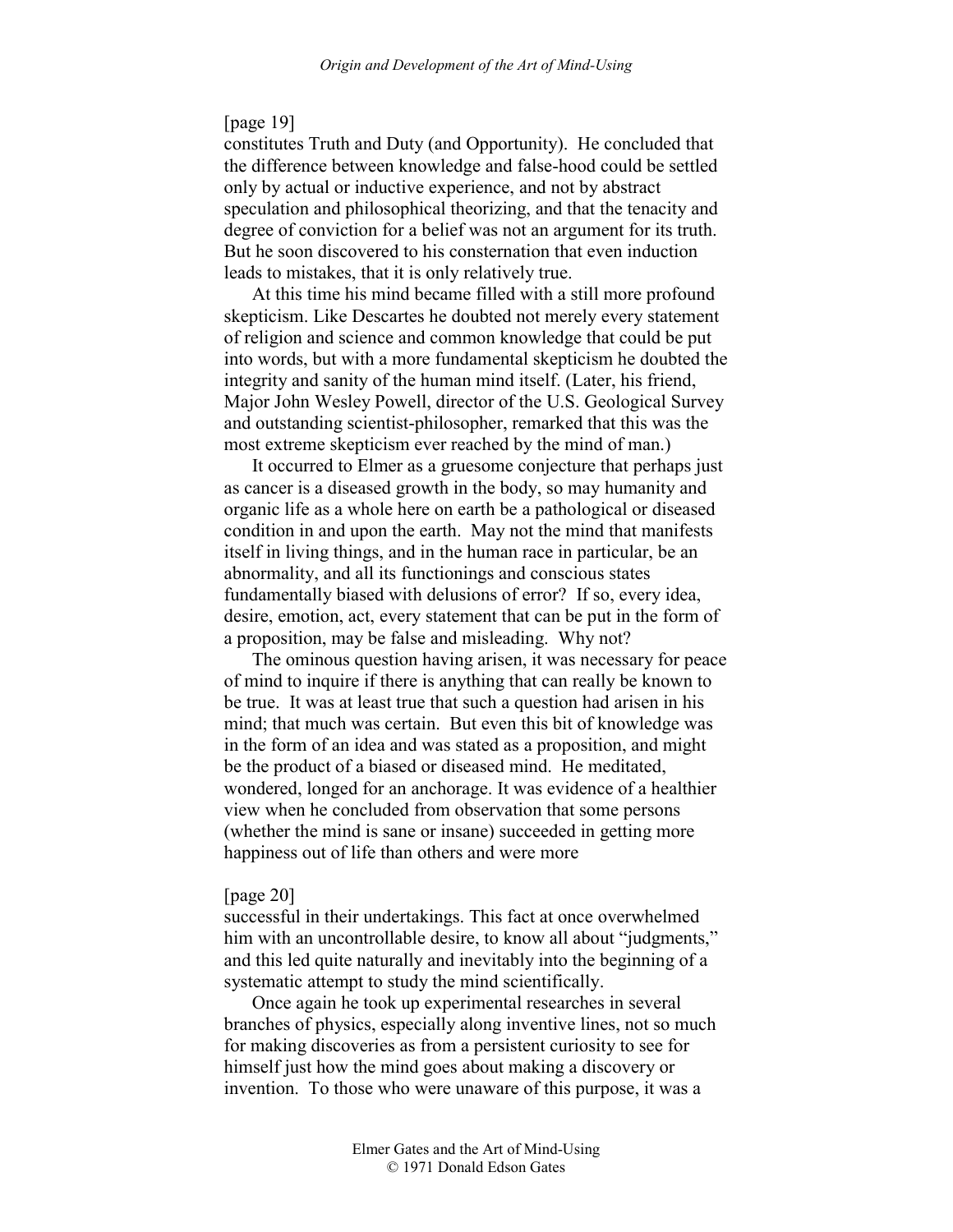[page 19]
constitutes Truth and Duty (and Opportunity). He concluded that the difference between knowledge and false-hood could be settled only by actual or inductive experience, and not by abstract speculation and philosophical theorizing, and that the tenacity and degree of conviction for a belief was not an argument for its truth. But he soon discovered to his consternation that even induction leads to mistakes, that it is only relatively true.

At this time his mind became filled with a still more profound skepticism. Like Descartes he doubted not merely every statement of religion and science and common knowledge that could be put into words, but with a more fundamental skepticism he doubted the integrity and sanity of the human mind itself. (Later, his friend, Major John Wesley Powell, director of the U.S. Geological Survey and outstanding scientist-philosopher, remarked that this was the most extreme skepticism ever reached by the mind of man.)

It occurred to Elmer as a gruesome conjecture that perhaps just as cancer is a diseased growth in the body, so may humanity and organic life as a whole here on earth be a pathological or diseased condition in and upon the earth. May not the mind that manifests itself in living things, and in the human race in particular, be an abnormality, and all its functionings and conscious states fundamentally biased with delusions of error? If so, every idea, desire, emotion, act, every statement that can be put in the form of a proposition, may be false and misleading. Why not?

The ominous question having arisen, it was necessary for peace of mind to inquire if there is anything that can really be known to be true. It was at least true that such a question had arisen in his mind; that much was certain. But even this bit of knowledge was in the form of an idea and was stated as a proposition, and might be the product of a biased or diseased mind. He meditated, wondered, longed for an anchorage. It was evidence of a healthier view when he concluded from observation that some persons (whether the mind is sane or insane) succeeded in getting more happiness out of life than others and were more

[page 20]
successful in their undertakings. This fact at once overwhelmed him with an uncontrollable desire, to know all about "judgments," and this led quite naturally and inevitably into the beginning of a systematic attempt to study the mind scientifically.

Once again he took up experimental researches in several branches of physics, especially along inventive lines, not so much for making discoveries as from a persistent curiosity to see for himself just how the mind goes about making a discovery or invention. To those who were unaware of this purpose, it was a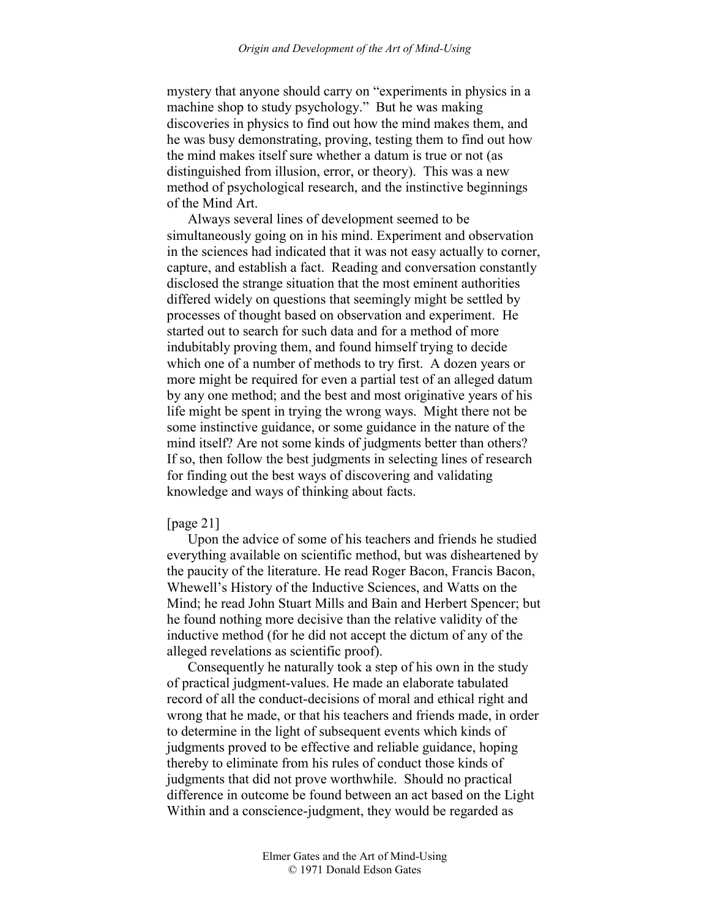mystery that anyone should carry on "experiments in physics in a machine shop to study psychology." But he was making discoveries in physics to find out how the mind makes them, and he was busy demonstrating, proving, testing them to find out how the mind makes itself sure whether a datum is true or not (as distinguished from illusion, error, or theory). This was a new method of psychological research, and the instinctive beginnings of the Mind Art.

Always several lines of development seemed to be simultaneously going on in his mind. Experiment and observation in the sciences had indicated that it was not easy actually to corner, capture, and establish a fact. Reading and conversation constantly disclosed the strange situation that the most eminent authorities differed widely on questions that seemingly might be settled by processes of thought based on observation and experiment. He started out to search for such data and for a method of more indubitably proving them, and found himself trying to decide which one of a number of methods to try first. A dozen years or more might be required for even a partial test of an alleged datum by any one method; and the best and most originative years of his life might be spent in trying the wrong ways. Might there not be some instinctive guidance, or some guidance in the nature of the mind itself? Are not some kinds of judgments better than others? If so, then follow the best judgments in selecting lines of research for finding out the best ways of discovering and validating knowledge and ways of thinking about facts.

[page 21]

Upon the advice of some of his teachers and friends he studied everything available on scientific method, but was disheartened by the paucity of the literature. He read Roger Bacon, Francis Bacon, Whewell's History of the Inductive Sciences, and Watts on the Mind; he read John Stuart Mills and Bain and Herbert Spencer; but he found nothing more decisive than the relative validity of the inductive method (for he did not accept the dictum of any of the alleged revelations as scientific proof).

Consequently he naturally took a step of his own in the study of practical judgment-values. He made an elaborate tabulated record of all the conduct-decisions of moral and ethical right and wrong that he made, or that his teachers and friends made, in order to determine in the light of subsequent events which kinds of judgments proved to be effective and reliable guidance, hoping thereby to eliminate from his rules of conduct those kinds of judgments that did not prove worthwhile. Should no practical difference in outcome be found between an act based on the Light Within and a conscience-judgment, they would be regarded as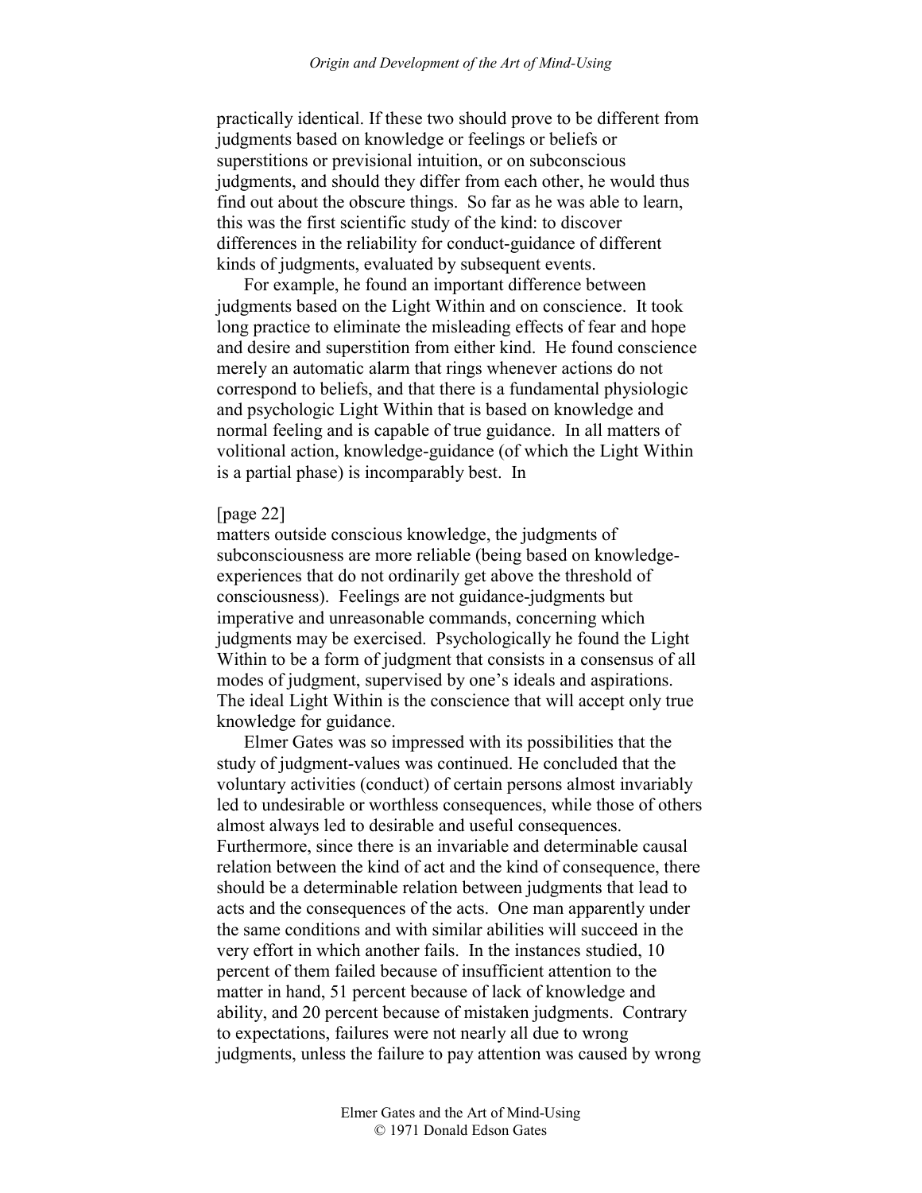practically identical. If these two should prove to be different from judgments based on knowledge or feelings or beliefs or superstitions or previsional intuition, or on subconscious judgments, and should they differ from each other, he would thus find out about the obscure things. So far as he was able to learn, this was the first scientific study of the kind: to discover differences in the reliability for conduct-guidance of different kinds of judgments, evaluated by subsequent events.

For example, he found an important difference between judgments based on the Light Within and on conscience. It took long practice to eliminate the misleading effects of fear and hope and desire and superstition from either kind. He found conscience merely an automatic alarm that rings whenever actions do not correspond to beliefs, and that there is a fundamental physiologic and psychologic Light Within that is based on knowledge and normal feeling and is capable of true guidance. In all matters of volitional action, knowledge-guidance (of which the Light Within is a partial phase) is incomparably best. In

[page 22]

matters outside conscious knowledge, the judgments of subconsciousness are more reliable (being based on knowledge-experiences that do not ordinarily get above the threshold of consciousness). Feelings are not guidance-judgments but imperative and unreasonable commands, concerning which judgments may be exercised. Psychologically he found the Light Within to be a form of judgment that consists in a consensus of all modes of judgment, supervised by one's ideals and aspirations. The ideal Light Within is the conscience that will accept only true knowledge for guidance.

Elmer Gates was so impressed with its possibilities that the study of judgment-values was continued. He concluded that the voluntary activities (conduct) of certain persons almost invariably led to undesirable or worthless consequences, while those of others almost always led to desirable and useful consequences. Furthermore, since there is an invariable and determinable causal relation between the kind of act and the kind of consequence, there should be a determinable relation between judgments that lead to acts and the consequences of the acts. One man apparently under the same conditions and with similar abilities will succeed in the very effort in which another fails. In the instances studied, 10 percent of them failed because of insufficient attention to the matter in hand, 51 percent because of lack of knowledge and ability, and 20 percent because of mistaken judgments. Contrary to expectations, failures were not nearly all due to wrong judgments, unless the failure to pay attention was caused by wrong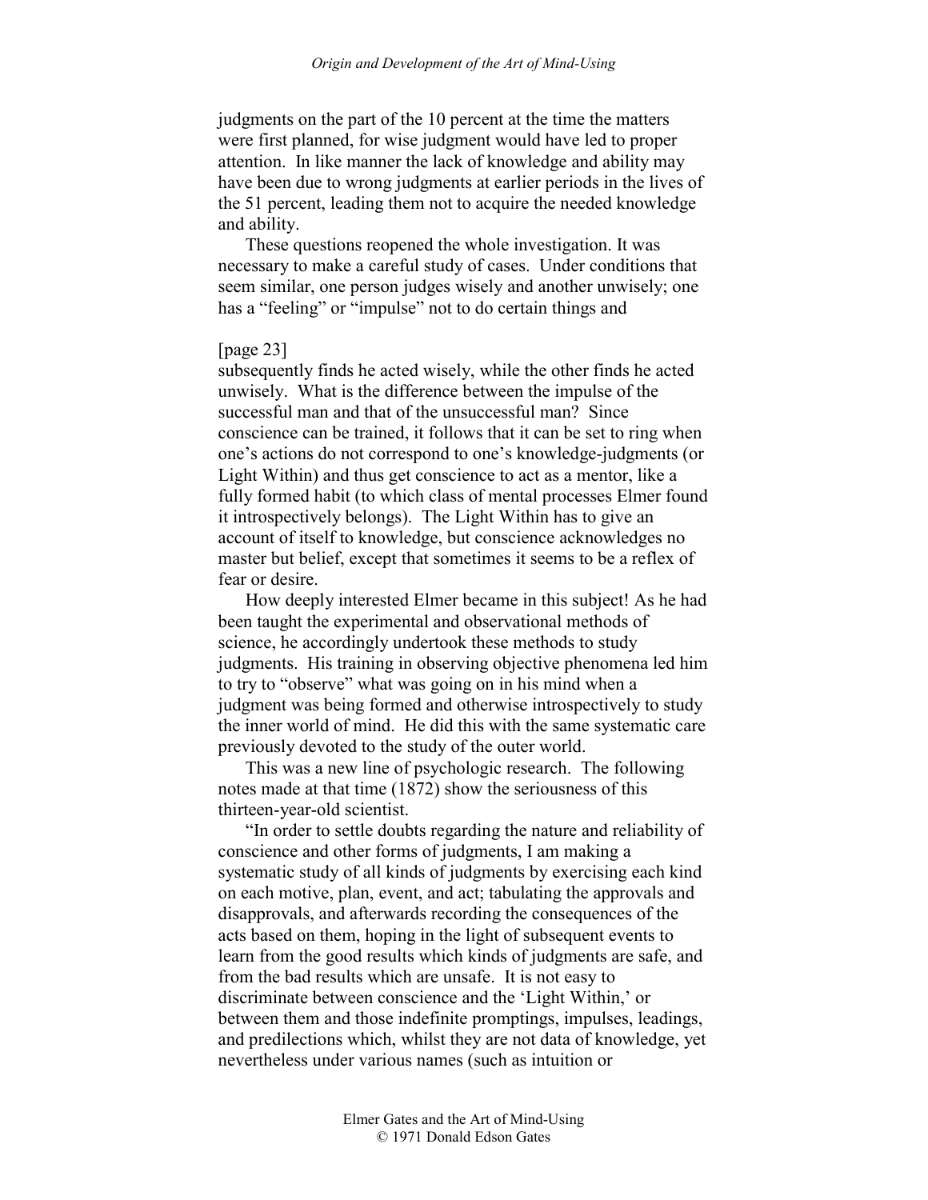judgments on the part of the 10 percent at the time the matters were first planned, for wise judgment would have led to proper attention. In like manner the lack of knowledge and ability may have been due to wrong judgments at earlier periods in the lives of the 51 percent, leading them not to acquire the needed knowledge and ability.

These questions reopened the whole investigation. It was necessary to make a careful study of cases. Under conditions that seem similar, one person judges wisely and another unwisely; one has a "feeling" or "impulse" not to do certain things and

[page 23]

subsequently finds he acted wisely, while the other finds he acted unwisely. What is the difference between the impulse of the successful man and that of the unsuccessful man? Since conscience can be trained, it follows that it can be set to ring when one's actions do not correspond to one's knowledge-judgments (or Light Within) and thus get conscience to act as a mentor, like a fully formed habit (to which class of mental processes Elmer found it introspectively belongs). The Light Within has to give an account of itself to knowledge, but conscience acknowledges no master but belief, except that sometimes it seems to be a reflex of fear or desire.

How deeply interested Elmer became in this subject! As he had been taught the experimental and observational methods of science, he accordingly undertook these methods to study judgments. His training in observing objective phenomena led him to try to "observe" what was going on in his mind when a judgment was being formed and otherwise introspectively to study the inner world of mind. He did this with the same systematic care previously devoted to the study of the outer world.

This was a new line of psychologic research. The following notes made at that time (1872) show the seriousness of this thirteen-year-old scientist.

"In order to settle doubts regarding the nature and reliability of conscience and other forms of judgments, I am making a systematic study of all kinds of judgments by exercising each kind on each motive, plan, event, and act; tabulating the approvals and disapprovals, and afterwards recording the consequences of the acts based on them, hoping in the light of subsequent events to learn from the good results which kinds of judgments are safe, and from the bad results which are unsafe. It is not easy to discriminate between conscience and the 'Light Within,' or between them and those indefinite promptings, impulses, leadings, and predilections which, whilst they are not data of knowledge, yet nevertheless under various names (such as intuition or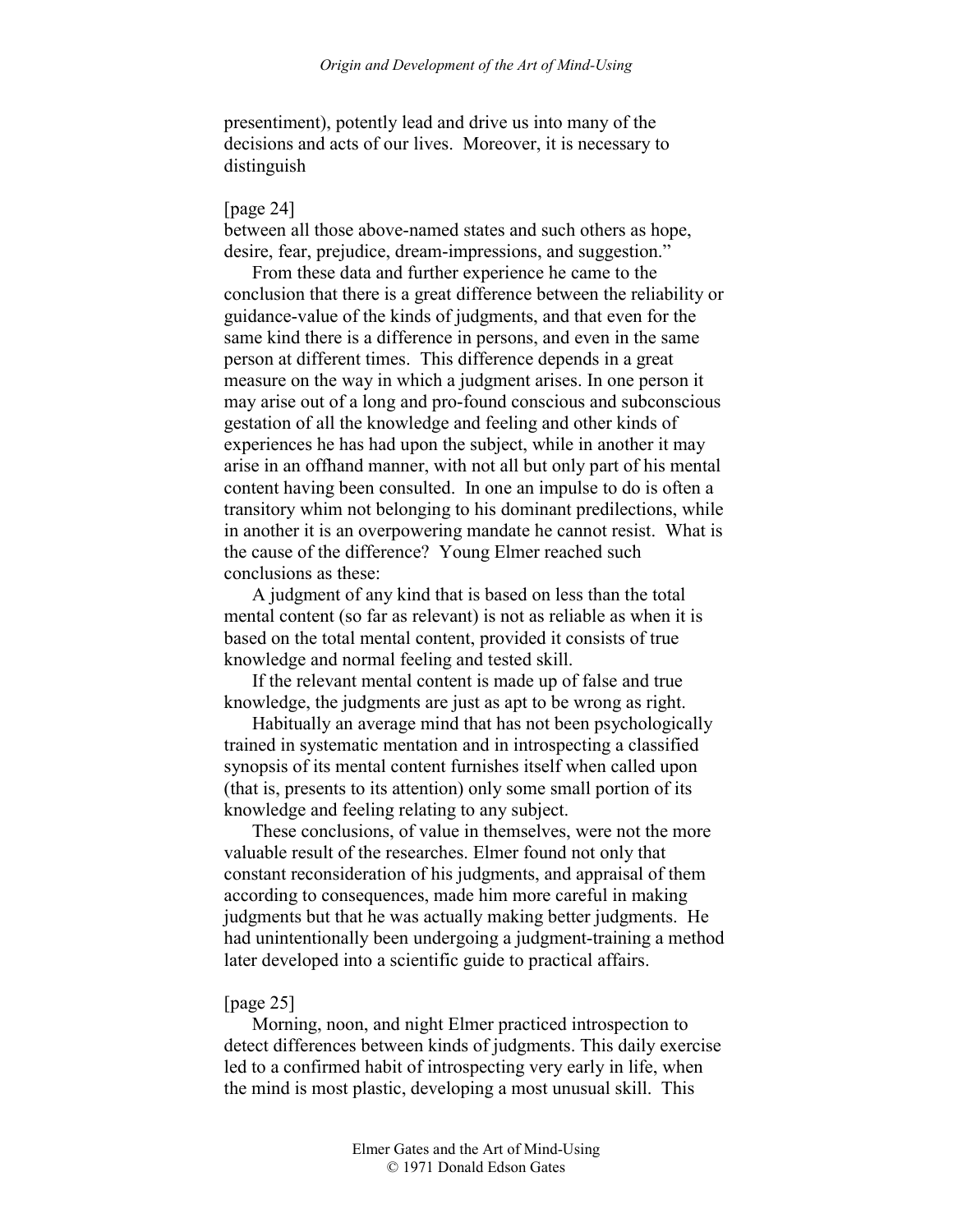presentiment), potently lead and drive us into many of the decisions and acts of our lives. Moreover, it is necessary to distinguish

[page 24]
between all those above-named states and such others as hope, desire, fear, prejudice, dream-impressions, and suggestion."

From these data and further experience he came to the conclusion that there is a great difference between the reliability or guidance-value of the kinds of judgments, and that even for the same kind there is a difference in persons, and even in the same person at different times. This difference depends in a great measure on the way in which a judgment arises. In one person it may arise out of a long and pro-found conscious and subconscious gestation of all the knowledge and feeling and other kinds of experiences he has had upon the subject, while in another it may arise in an offhand manner, with not all but only part of his mental content having been consulted. In one an impulse to do is often a transitory whim not belonging to his dominant predilections, while in another it is an overpowering mandate he cannot resist. What is the cause of the difference? Young Elmer reached such conclusions as these:

A judgment of any kind that is based on less than the total mental content (so far as relevant) is not as reliable as when it is based on the total mental content, provided it consists of true knowledge and normal feeling and tested skill.

If the relevant mental content is made up of false and true knowledge, the judgments are just as apt to be wrong as right.

Habitually an average mind that has not been psychologically trained in systematic mentation and in introspecting a classified synopsis of its mental content furnishes itself when called upon (that is, presents to its attention) only some small portion of its knowledge and feeling relating to any subject.

These conclusions, of value in themselves, were not the more valuable result of the researches. Elmer found not only that constant reconsideration of his judgments, and appraisal of them according to consequences, made him more careful in making judgments but that he was actually making better judgments. He had unintentionally been undergoing a judgment-training a method later developed into a scientific guide to practical affairs.

[page 25]
Morning, noon, and night Elmer practiced introspection to detect differences between kinds of judgments. This daily exercise led to a confirmed habit of introspecting very early in life, when the mind is most plastic, developing a most unusual skill. This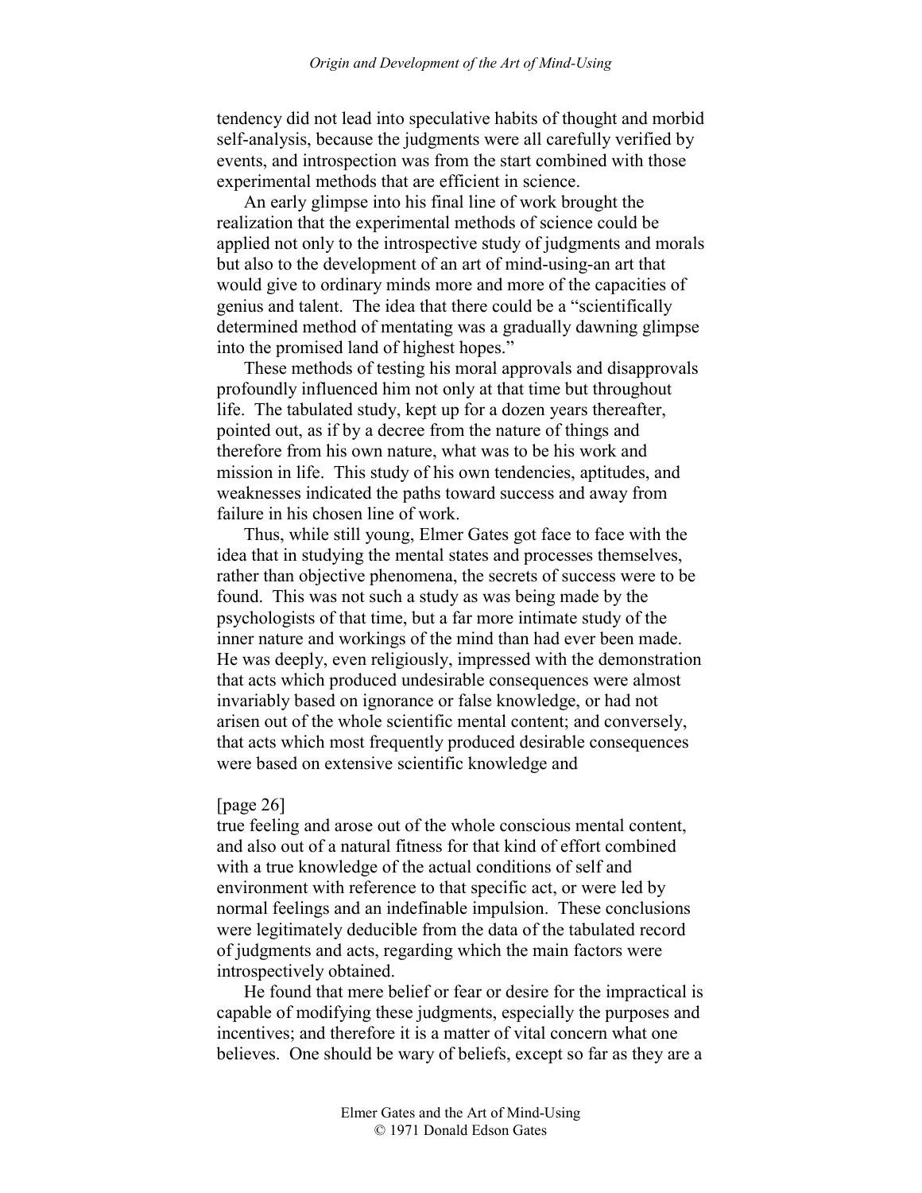tendency did not lead into speculative habits of thought and morbid self-analysis, because the judgments were all carefully verified by events, and introspection was from the start combined with those experimental methods that are efficient in science.

An early glimpse into his final line of work brought the realization that the experimental methods of science could be applied not only to the introspective study of judgments and morals but also to the development of an art of mind-using-an art that would give to ordinary minds more and more of the capacities of genius and talent. The idea that there could be a "scientifically determined method of mentating was a gradually dawning glimpse into the promised land of highest hopes."

These methods of testing his moral approvals and disapprovals profoundly influenced him not only at that time but throughout life. The tabulated study, kept up for a dozen years thereafter, pointed out, as if by a decree from the nature of things and therefore from his own nature, what was to be his work and mission in life. This study of his own tendencies, aptitudes, and weaknesses indicated the paths toward success and away from failure in his chosen line of work.

Thus, while still young, Elmer Gates got face to face with the idea that in studying the mental states and processes themselves, rather than objective phenomena, the secrets of success were to be found. This was not such a study as was being made by the psychologists of that time, but a far more intimate study of the inner nature and workings of the mind than had ever been made. He was deeply, even religiously, impressed with the demonstration that acts which produced undesirable consequences were almost invariably based on ignorance or false knowledge, or had not arisen out of the whole scientific mental content; and conversely, that acts which most frequently produced desirable consequences were based on extensive scientific knowledge and

[page 26]
true feeling and arose out of the whole conscious mental content, and also out of a natural fitness for that kind of effort combined with a true knowledge of the actual conditions of self and environment with reference to that specific act, or were led by normal feelings and an indefinable impulsion. These conclusions were legitimately deducible from the data of the tabulated record of judgments and acts, regarding which the main factors were introspectively obtained.

He found that mere belief or fear or desire for the impractical is capable of modifying these judgments, especially the purposes and incentives; and therefore it is a matter of vital concern what one believes. One should be wary of beliefs, except so far as they are a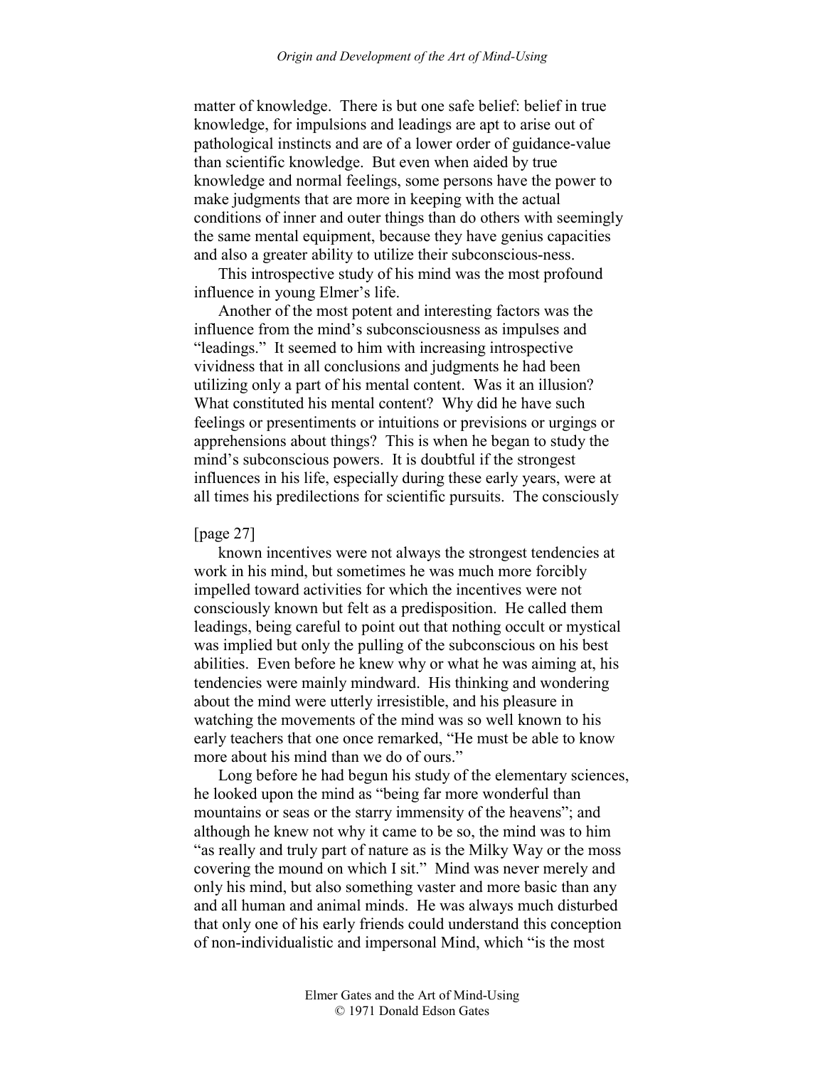matter of knowledge. There is but one safe belief: belief in true knowledge, for impulsions and leadings are apt to arise out of pathological instincts and are of a lower order of guidance-value than scientific knowledge. But even when aided by true knowledge and normal feelings, some persons have the power to make judgments that are more in keeping with the actual conditions of inner and outer things than do others with seemingly the same mental equipment, because they have genius capacities and also a greater ability to utilize their subconscious-ness.

This introspective study of his mind was the most profound influence in young Elmer's life.

Another of the most potent and interesting factors was the influence from the mind's subconsciousness as impulses and "leadings." It seemed to him with increasing introspective vividness that in all conclusions and judgments he had been utilizing only a part of his mental content. Was it an illusion? What constituted his mental content? Why did he have such feelings or presentiments or intuitions or previsions or urgings or apprehensions about things? This is when he began to study the mind's subconscious powers. It is doubtful if the strongest influences in his life, especially during these early years, were at all times his predilections for scientific pursuits. The consciously

[page 27]

known incentives were not always the strongest tendencies at work in his mind, but sometimes he was much more forcibly impelled toward activities for which the incentives were not consciously known but felt as a predisposition. He called them leadings, being careful to point out that nothing occult or mystical was implied but only the pulling of the subconscious on his best abilities. Even before he knew why or what he was aiming at, his tendencies were mainly mindward. His thinking and wondering about the mind were utterly irresistible, and his pleasure in watching the movements of the mind was so well known to his early teachers that one once remarked, "He must be able to know more about his mind than we do of ours."

Long before he had begun his study of the elementary sciences, he looked upon the mind as "being far more wonderful than mountains or seas or the starry immensity of the heavens"; and although he knew not why it came to be so, the mind was to him "as really and truly part of nature as is the Milky Way or the moss covering the mound on which I sit." Mind was never merely and only his mind, but also something vaster and more basic than any and all human and animal minds. He was always much disturbed that only one of his early friends could understand this conception of non-individualistic and impersonal Mind, which "is the most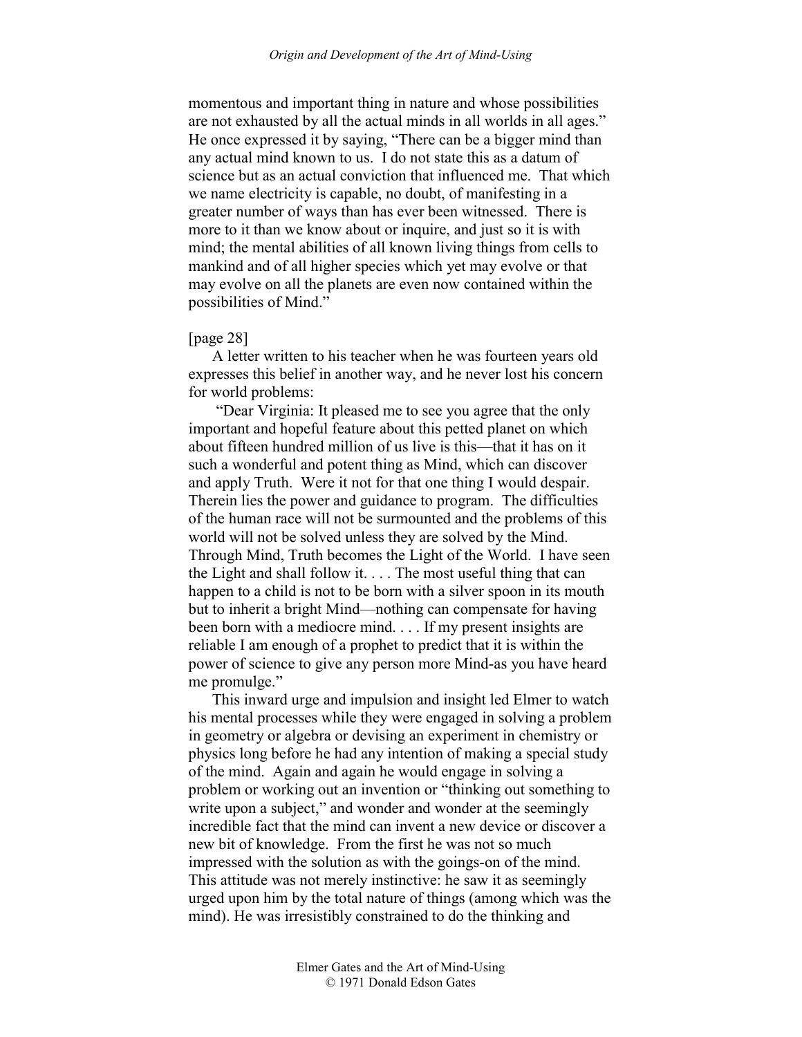momentous and important thing in nature and whose possibilities are not exhausted by all the actual minds in all worlds in all ages." He once expressed it by saying, "There can be a bigger mind than any actual mind known to us. I do not state this as a datum of science but as an actual conviction that influenced me. That which we name electricity is capable, no doubt, of manifesting in a greater number of ways than has ever been witnessed. There is more to it than we know about or inquire, and just so it is with mind; the mental abilities of all known living things from cells to mankind and of all higher species which yet may evolve or that may evolve on all the planets are even now contained within the possibilities of Mind."

[page 28]

A letter written to his teacher when he was fourteen years old expresses this belief in another way, and he never lost his concern for world problems:

"Dear Virginia: It pleased me to see you agree that the only important and hopeful feature about this petted planet on which about fifteen hundred million of us live is this—that it has on it such a wonderful and potent thing as Mind, which can discover and apply Truth. Were it not for that one thing I would despair. Therein lies the power and guidance to program. The difficulties of the human race will not be surmounted and the problems of this world will not be solved unless they are solved by the Mind. Through Mind, Truth becomes the Light of the World. I have seen the Light and shall follow it. . . . The most useful thing that can happen to a child is not to be born with a silver spoon in its mouth but to inherit a bright Mind—nothing can compensate for having been born with a mediocre mind. . . . If my present insights are reliable I am enough of a prophet to predict that it is within the power of science to give any person more Mind-as you have heard me promulge."

This inward urge and impulsion and insight led Elmer to watch his mental processes while they were engaged in solving a problem in geometry or algebra or devising an experiment in chemistry or physics long before he had any intention of making a special study of the mind. Again and again he would engage in solving a problem or working out an invention or "thinking out something to write upon a subject," and wonder and wonder at the seemingly incredible fact that the mind can invent a new device or discover a new bit of knowledge. From the first he was not so much impressed with the solution as with the goings-on of the mind. This attitude was not merely instinctive: he saw it as seemingly urged upon him by the total nature of things (among which was the mind). He was irresistibly constrained to do the thinking and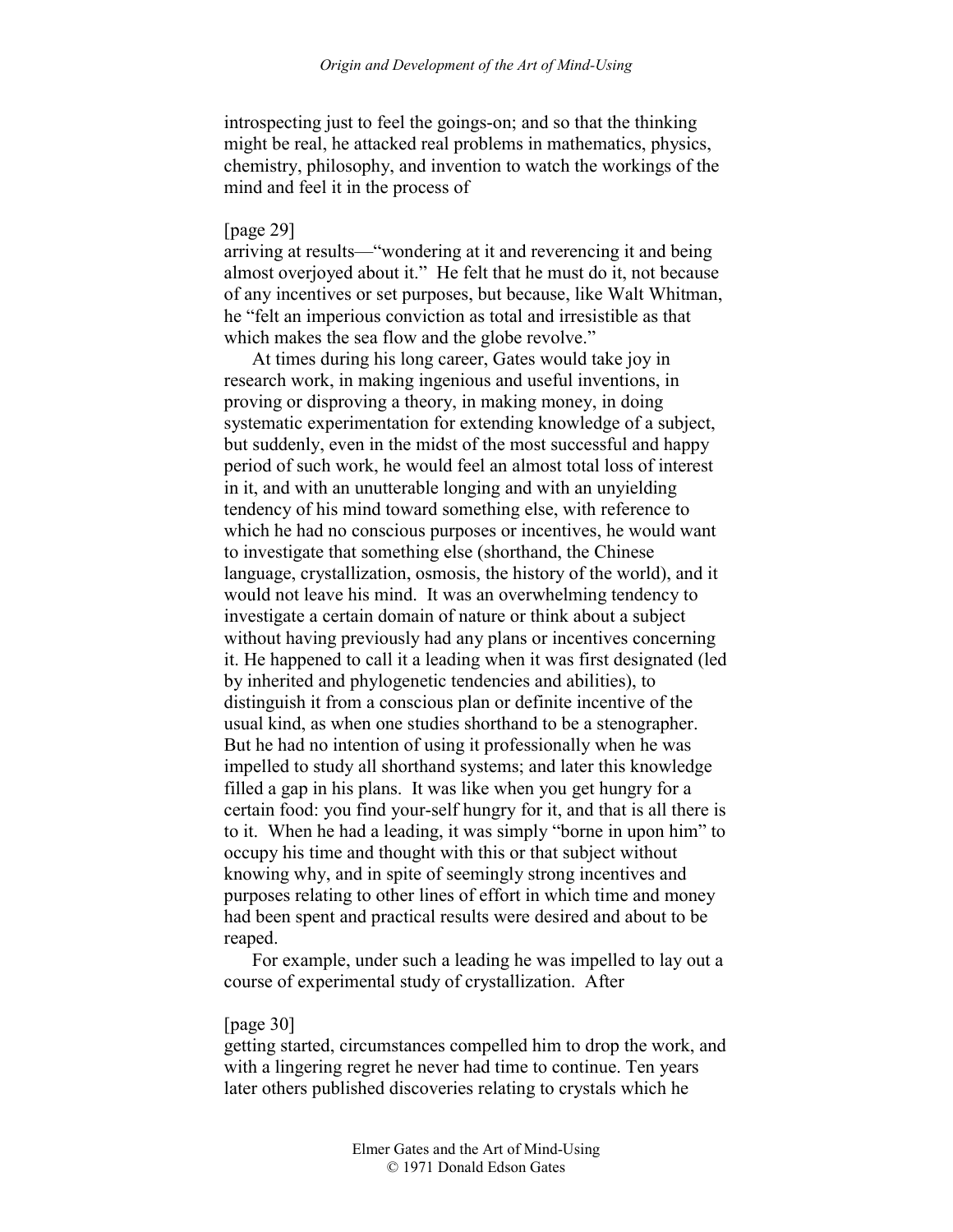introspecting just to feel the goings-on; and so that the thinking might be real, he attacked real problems in mathematics, physics, chemistry, philosophy, and invention to watch the workings of the mind and feel it in the process of

[page 29]
arriving at results—"wondering at it and reverencing it and being almost overjoyed about it." He felt that he must do it, not because of any incentives or set purposes, but because, like Walt Whitman, he "felt an imperious conviction as total and irresistible as that which makes the sea flow and the globe revolve."

At times during his long career, Gates would take joy in research work, in making ingenious and useful inventions, in proving or disproving a theory, in making money, in doing systematic experimentation for extending knowledge of a subject, but suddenly, even in the midst of the most successful and happy period of such work, he would feel an almost total loss of interest in it, and with an unutterable longing and with an unyielding tendency of his mind toward something else, with reference to which he had no conscious purposes or incentives, he would want to investigate that something else (shorthand, the Chinese language, crystallization, osmosis, the history of the world), and it would not leave his mind. It was an overwhelming tendency to investigate a certain domain of nature or think about a subject without having previously had any plans or incentives concerning it. He happened to call it a leading when it was first designated (led by inherited and phylogenetic tendencies and abilities), to distinguish it from a conscious plan or definite incentive of the usual kind, as when one studies shorthand to be a stenographer. But he had no intention of using it professionally when he was impelled to study all shorthand systems; and later this knowledge filled a gap in his plans. It was like when you get hungry for a certain food: you find your-self hungry for it, and that is all there is to it. When he had a leading, it was simply "borne in upon him" to occupy his time and thought with this or that subject without knowing why, and in spite of seemingly strong incentives and purposes relating to other lines of effort in which time and money had been spent and practical results were desired and about to be reaped.

For example, under such a leading he was impelled to lay out a course of experimental study of crystallization. After

[page 30]
getting started, circumstances compelled him to drop the work, and with a lingering regret he never had time to continue. Ten years later others published discoveries relating to crystals which he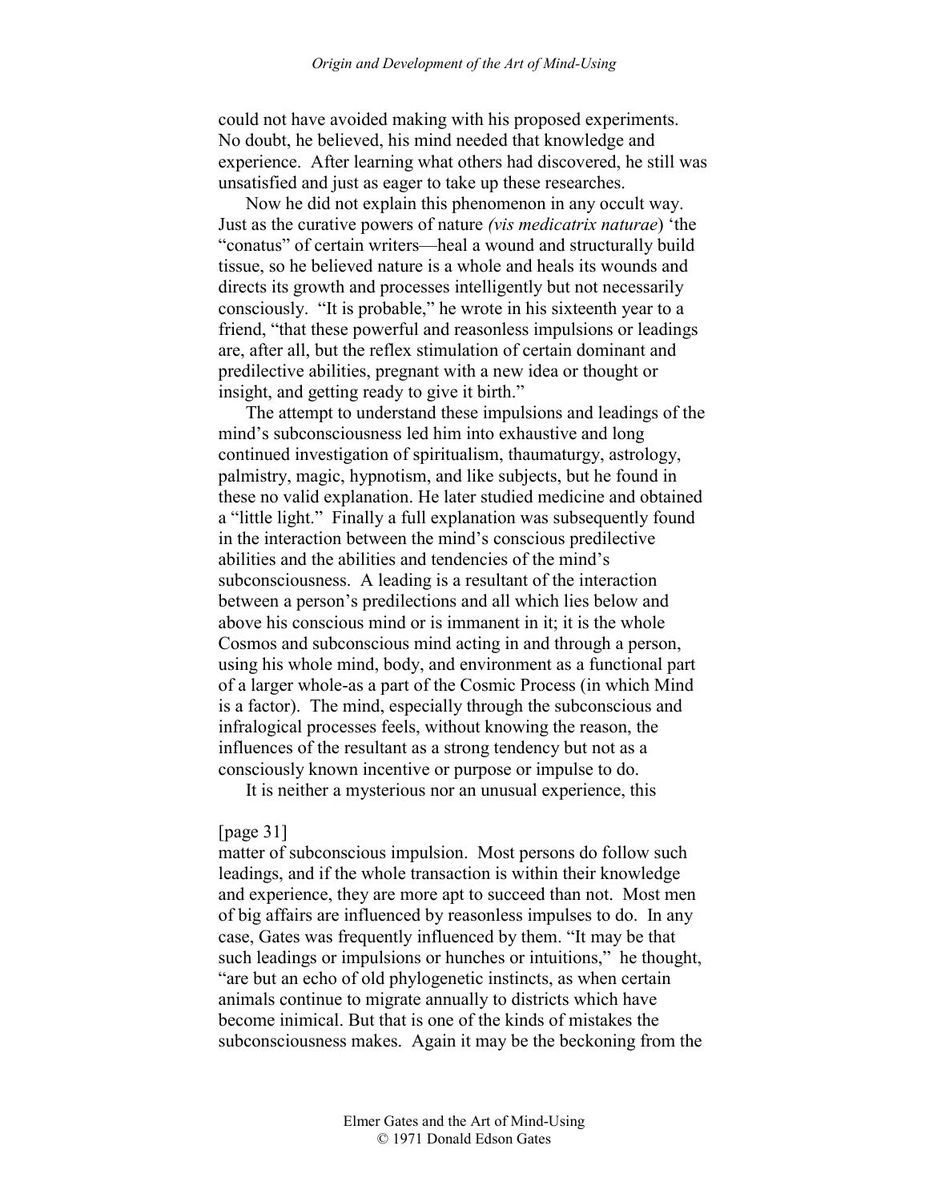could not have avoided making with his proposed experiments. No doubt, he believed, his mind needed that knowledge and experience. After learning what others had discovered, he still was unsatisfied and just as eager to take up these researches.

Now he did not explain this phenomenon in any occult way. Just as the curative powers of nature *(vis medicatrix naturae*) 'the "conatus" of certain writers—heal a wound and structurally build tissue, so he believed nature is a whole and heals its wounds and directs its growth and processes intelligently but not necessarily consciously. "It is probable," he wrote in his sixteenth year to a friend, "that these powerful and reasonless impulsions or leadings are, after all, but the reflex stimulation of certain dominant and predilective abilities, pregnant with a new idea or thought or insight, and getting ready to give it birth."

The attempt to understand these impulsions and leadings of the mind's subconsciousness led him into exhaustive and long continued investigation of spiritualism, thaumaturgy, astrology, palmistry, magic, hypnotism, and like subjects, but he found in these no valid explanation. He later studied medicine and obtained a "little light." Finally a full explanation was subsequently found in the interaction between the mind's conscious predilective abilities and the abilities and tendencies of the mind's subconsciousness. A leading is a resultant of the interaction between a person's predilections and all which lies below and above his conscious mind or is immanent in it; it is the whole Cosmos and subconscious mind acting in and through a person, using his whole mind, body, and environment as a functional part of a larger whole-as a part of the Cosmic Process (in which Mind is a factor). The mind, especially through the subconscious and infralogical processes feels, without knowing the reason, the influences of the resultant as a strong tendency but not as a consciously known incentive or purpose or impulse to do.

It is neither a mysterious nor an unusual experience, this

[page 31]
matter of subconscious impulsion. Most persons do follow such leadings, and if the whole transaction is within their knowledge and experience, they are more apt to succeed than not. Most men of big affairs are influenced by reasonless impulses to do. In any case, Gates was frequently influenced by them. "It may be that such leadings or impulsions or hunches or intuitions," he thought, "are but an echo of old phylogenetic instincts, as when certain animals continue to migrate annually to districts which have become inimical. But that is one of the kinds of mistakes the subconsciousness makes. Again it may be the beckoning from the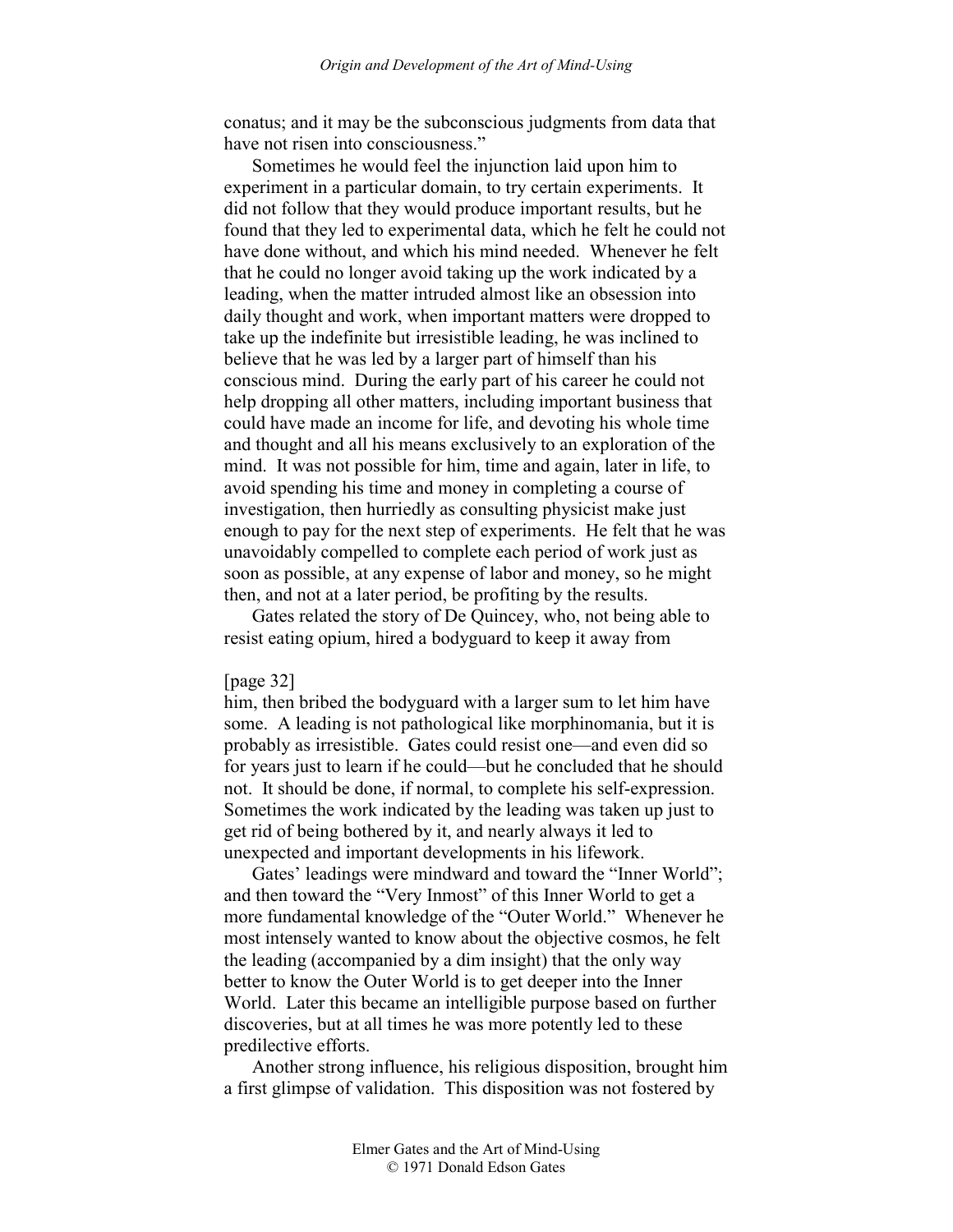conatus; and it may be the subconscious judgments from data that have not risen into consciousness."

Sometimes he would feel the injunction laid upon him to experiment in a particular domain, to try certain experiments. It did not follow that they would produce important results, but he found that they led to experimental data, which he felt he could not have done without, and which his mind needed. Whenever he felt that he could no longer avoid taking up the work indicated by a leading, when the matter intruded almost like an obsession into daily thought and work, when important matters were dropped to take up the indefinite but irresistible leading, he was inclined to believe that he was led by a larger part of himself than his conscious mind. During the early part of his career he could not help dropping all other matters, including important business that could have made an income for life, and devoting his whole time and thought and all his means exclusively to an exploration of the mind. It was not possible for him, time and again, later in life, to avoid spending his time and money in completing a course of investigation, then hurriedly as consulting physicist make just enough to pay for the next step of experiments. He felt that he was unavoidably compelled to complete each period of work just as soon as possible, at any expense of labor and money, so he might then, and not at a later period, be profiting by the results.

Gates related the story of De Quincey, who, not being able to resist eating opium, hired a bodyguard to keep it away from

[page 32]

him, then bribed the bodyguard with a larger sum to let him have some. A leading is not pathological like morphinomania, but it is probably as irresistible. Gates could resist one—and even did so for years just to learn if he could—but he concluded that he should not. It should be done, if normal, to complete his self-expression. Sometimes the work indicated by the leading was taken up just to get rid of being bothered by it, and nearly always it led to unexpected and important developments in his lifework.

Gates' leadings were mindward and toward the "Inner World"; and then toward the "Very Inmost" of this Inner World to get a more fundamental knowledge of the "Outer World." Whenever he most intensely wanted to know about the objective cosmos, he felt the leading (accompanied by a dim insight) that the only way better to know the Outer World is to get deeper into the Inner World. Later this became an intelligible purpose based on further discoveries, but at all times he was more potently led to these predilective efforts.

Another strong influence, his religious disposition, brought him a first glimpse of validation. This disposition was not fostered by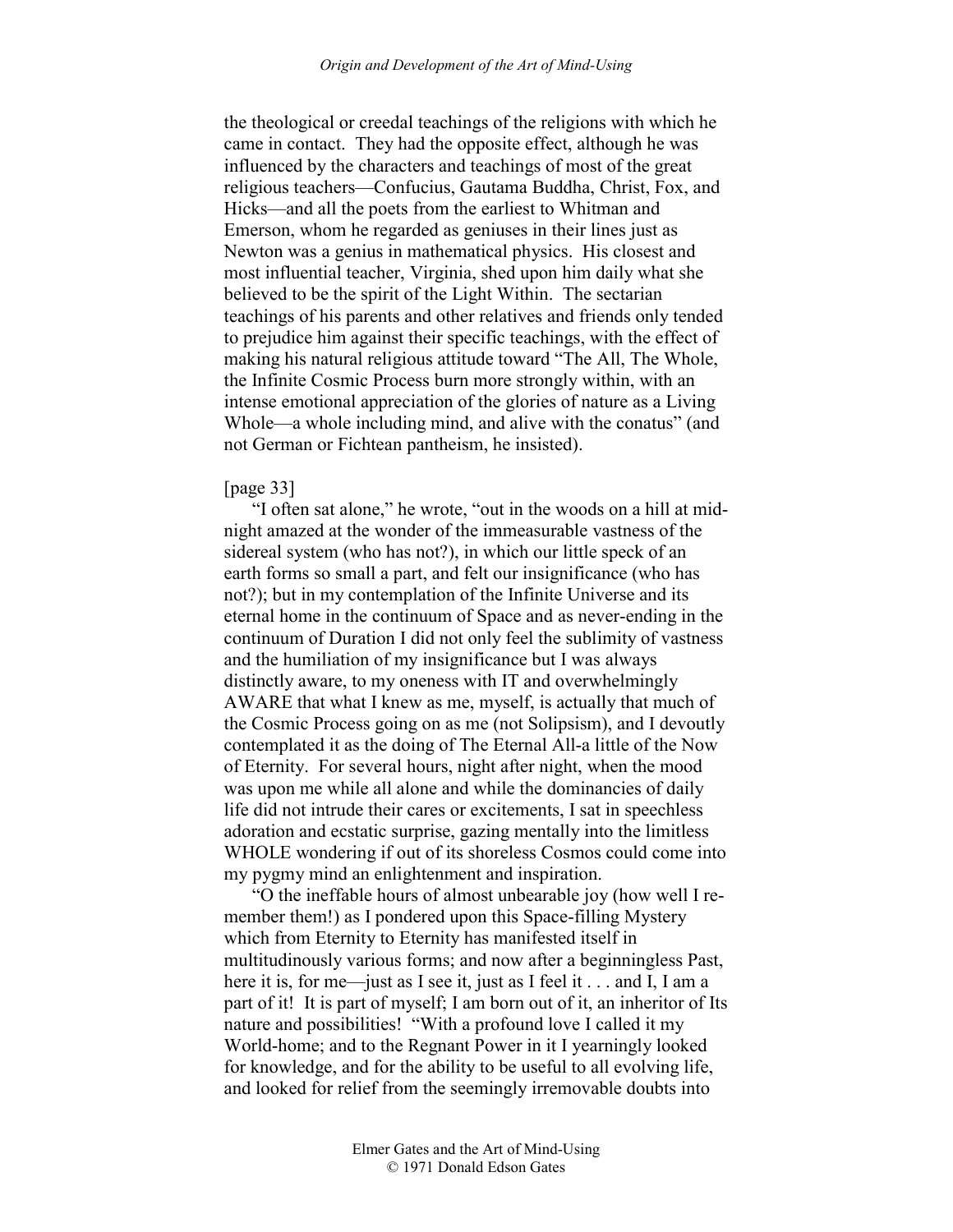the theological or creedal teachings of the religions with which he came in contact. They had the opposite effect, although he was influenced by the characters and teachings of most of the great religious teachers—Confucius, Gautama Buddha, Christ, Fox, and Hicks—and all the poets from the earliest to Whitman and Emerson, whom he regarded as geniuses in their lines just as Newton was a genius in mathematical physics. His closest and most influential teacher, Virginia, shed upon him daily what she believed to be the spirit of the Light Within. The sectarian teachings of his parents and other relatives and friends only tended to prejudice him against their specific teachings, with the effect of making his natural religious attitude toward "The All, The Whole, the Infinite Cosmic Process burn more strongly within, with an intense emotional appreciation of the glories of nature as a Living Whole—a whole including mind, and alive with the conatus" (and not German or Fichtean pantheism, he insisted).

[page 33]

"I often sat alone," he wrote, "out in the woods on a hill at midnight amazed at the wonder of the immeasurable vastness of the sidereal system (who has not?), in which our little speck of an earth forms so small a part, and felt our insignificance (who has not?); but in my contemplation of the Infinite Universe and its eternal home in the continuum of Space and as never-ending in the continuum of Duration I did not only feel the sublimity of vastness and the humiliation of my insignificance but I was always distinctly aware, to my oneness with IT and overwhelmingly AWARE that what I knew as me, myself, is actually that much of the Cosmic Process going on as me (not Solipsism), and I devoutly contemplated it as the doing of The Eternal All-a little of the Now of Eternity. For several hours, night after night, when the mood was upon me while all alone and while the dominancies of daily life did not intrude their cares or excitements, I sat in speechless adoration and ecstatic surprise, gazing mentally into the limitless WHOLE wondering if out of its shoreless Cosmos could come into my pygmy mind an enlightenment and inspiration.

"O the ineffable hours of almost unbearable joy (how well I remember them!) as I pondered upon this Space-filling Mystery which from Eternity to Eternity has manifested itself in multitudinously various forms; and now after a beginningless Past, here it is, for me—just as I see it, just as I feel it . . . and I, I am a part of it! It is part of myself; I am born out of it, an inheritor of Its nature and possibilities! "With a profound love I called it my World-home; and to the Regnant Power in it I yearningly looked for knowledge, and for the ability to be useful to all evolving life, and looked for relief from the seemingly irremovable doubts into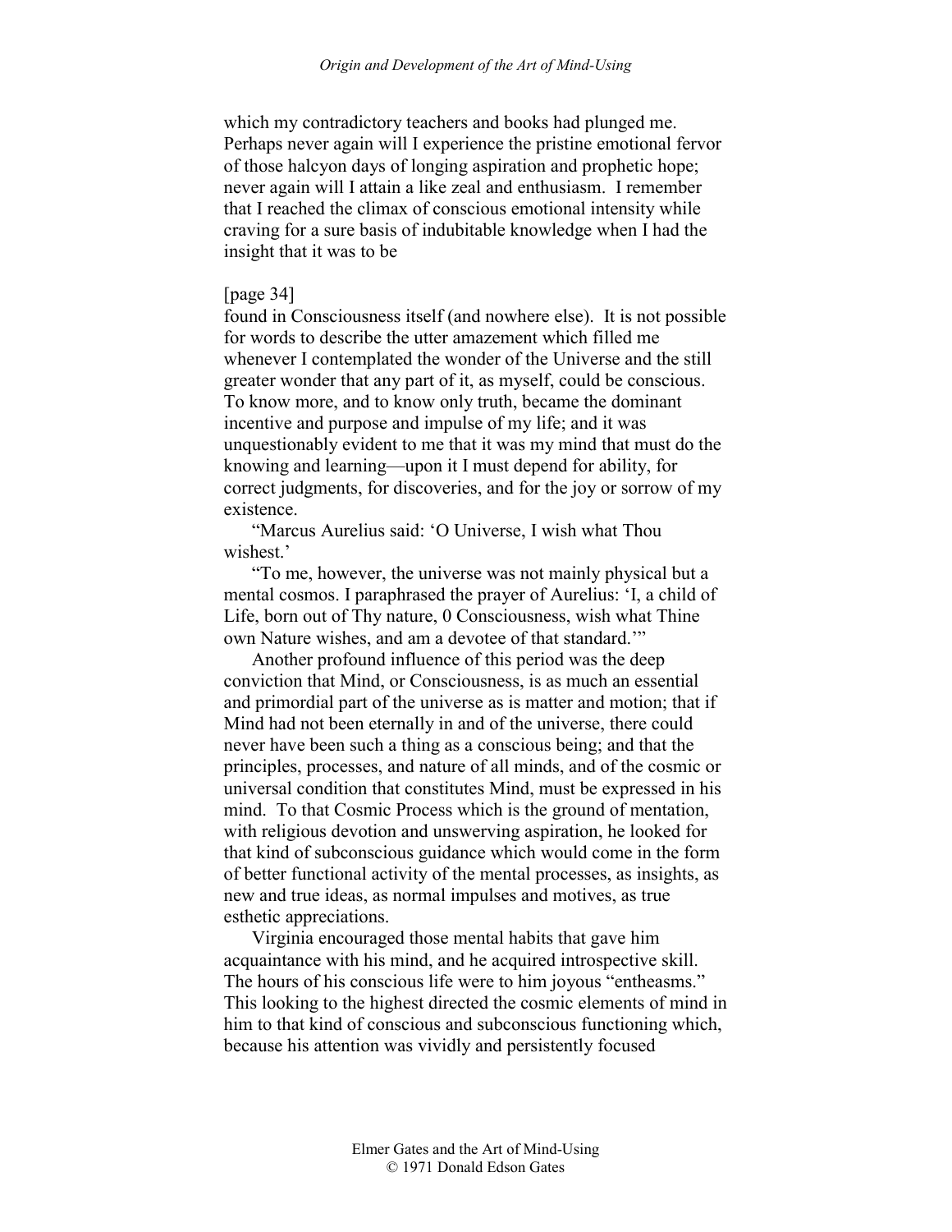which my contradictory teachers and books had plunged me. Perhaps never again will I experience the pristine emotional fervor of those halcyon days of longing aspiration and prophetic hope; never again will I attain a like zeal and enthusiasm. I remember that I reached the climax of conscious emotional intensity while craving for a sure basis of indubitable knowledge when I had the insight that it was to be

[page 34]
found in Consciousness itself (and nowhere else). It is not possible for words to describe the utter amazement which filled me whenever I contemplated the wonder of the Universe and the still greater wonder that any part of it, as myself, could be conscious. To know more, and to know only truth, became the dominant incentive and purpose and impulse of my life; and it was unquestionably evident to me that it was my mind that must do the knowing and learning—upon it I must depend for ability, for correct judgments, for discoveries, and for the joy or sorrow of my existence.

"Marcus Aurelius said: 'O Universe, I wish what Thou wishest.'

"To me, however, the universe was not mainly physical but a mental cosmos. I paraphrased the prayer of Aurelius: 'I, a child of Life, born out of Thy nature, 0 Consciousness, wish what Thine own Nature wishes, and am a devotee of that standard.'"

Another profound influence of this period was the deep conviction that Mind, or Consciousness, is as much an essential and primordial part of the universe as is matter and motion; that if Mind had not been eternally in and of the universe, there could never have been such a thing as a conscious being; and that the principles, processes, and nature of all minds, and of the cosmic or universal condition that constitutes Mind, must be expressed in his mind. To that Cosmic Process which is the ground of mentation, with religious devotion and unswerving aspiration, he looked for that kind of subconscious guidance which would come in the form of better functional activity of the mental processes, as insights, as new and true ideas, as normal impulses and motives, as true esthetic appreciations.

Virginia encouraged those mental habits that gave him acquaintance with his mind, and he acquired introspective skill. The hours of his conscious life were to him joyous "entheasms." This looking to the highest directed the cosmic elements of mind in him to that kind of conscious and subconscious functioning which, because his attention was vividly and persistently focused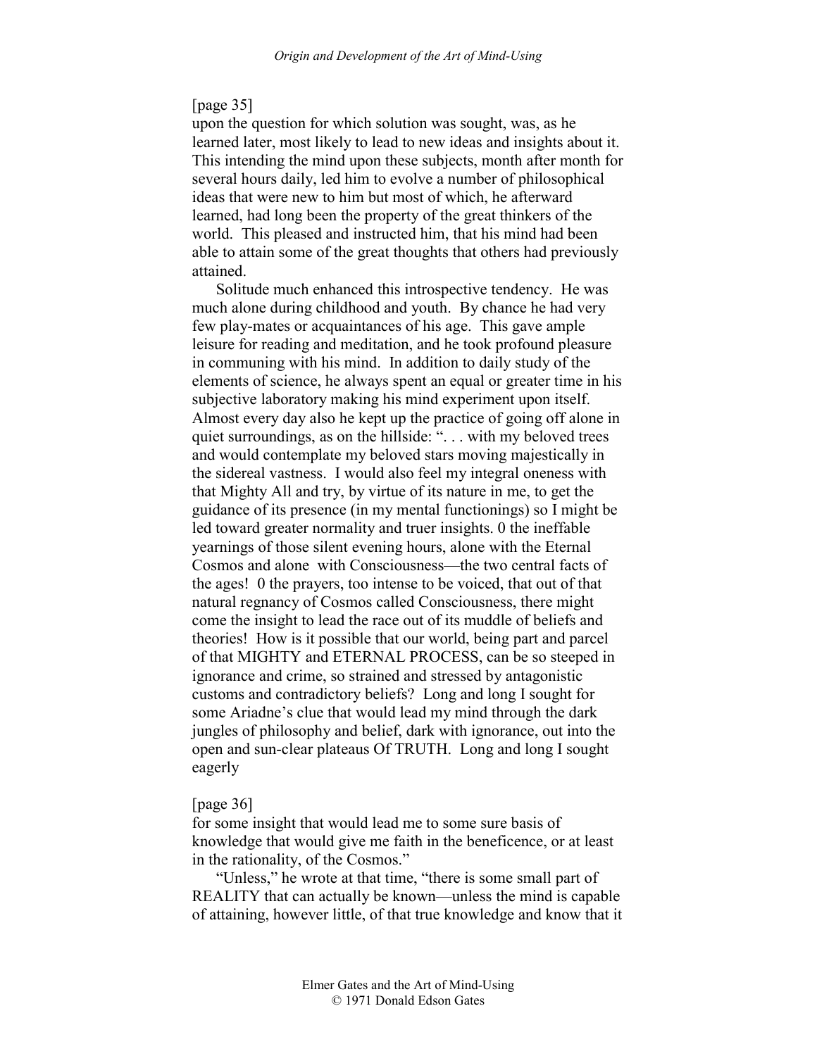[page 35]
upon the question for which solution was sought, was, as he learned later, most likely to lead to new ideas and insights about it. This intending the mind upon these subjects, month after month for several hours daily, led him to evolve a number of philosophical ideas that were new to him but most of which, he afterward learned, had long been the property of the great thinkers of the world. This pleased and instructed him, that his mind had been able to attain some of the great thoughts that others had previously attained.

Solitude much enhanced this introspective tendency. He was much alone during childhood and youth. By chance he had very few play-mates or acquaintances of his age. This gave ample leisure for reading and meditation, and he took profound pleasure in communing with his mind. In addition to daily study of the elements of science, he always spent an equal or greater time in his subjective laboratory making his mind experiment upon itself. Almost every day also he kept up the practice of going off alone in quiet surroundings, as on the hillside: ". . . with my beloved trees and would contemplate my beloved stars moving majestically in the sidereal vastness. I would also feel my integral oneness with that Mighty All and try, by virtue of its nature in me, to get the guidance of its presence (in my mental functionings) so I might be led toward greater normality and truer insights. 0 the ineffable yearnings of those silent evening hours, alone with the Eternal Cosmos and alone with Consciousness—the two central facts of the ages! 0 the prayers, too intense to be voiced, that out of that natural regnancy of Cosmos called Consciousness, there might come the insight to lead the race out of its muddle of beliefs and theories! How is it possible that our world, being part and parcel of that MIGHTY and ETERNAL PROCESS, can be so steeped in ignorance and crime, so strained and stressed by antagonistic customs and contradictory beliefs? Long and long I sought for some Ariadne's clue that would lead my mind through the dark jungles of philosophy and belief, dark with ignorance, out into the open and sun-clear plateaus Of TRUTH. Long and long I sought eagerly

[page 36]
for some insight that would lead me to some sure basis of knowledge that would give me faith in the beneficence, or at least in the rationality, of the Cosmos."

"Unless," he wrote at that time, "there is some small part of REALITY that can actually be known—unless the mind is capable of attaining, however little, of that true knowledge and know that it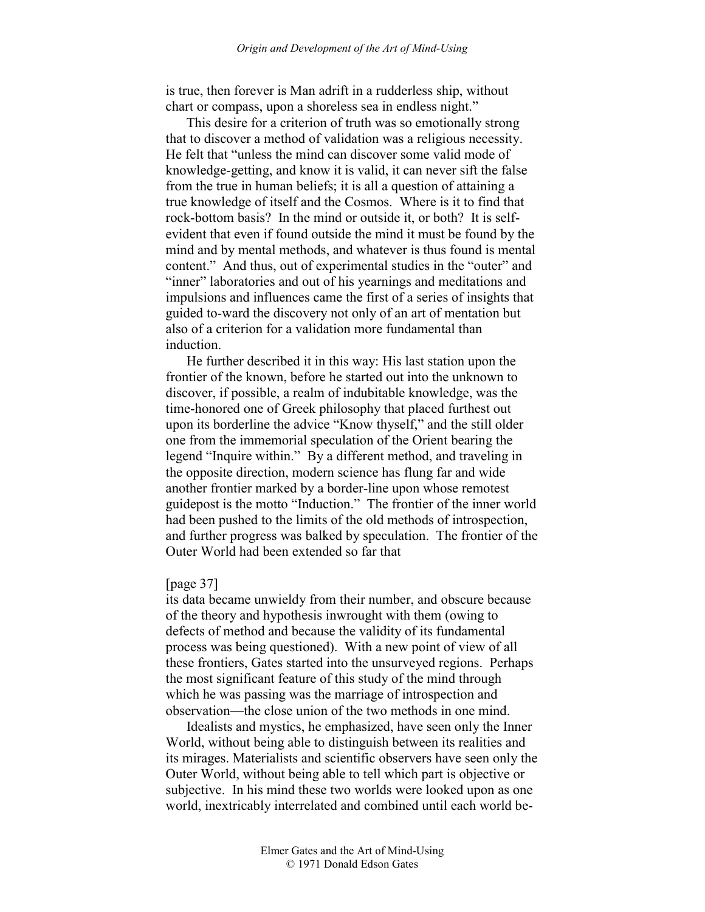is true, then forever is Man adrift in a rudderless ship, without chart or compass, upon a shoreless sea in endless night."

This desire for a criterion of truth was so emotionally strong that to discover a method of validation was a religious necessity. He felt that "unless the mind can discover some valid mode of knowledge-getting, and know it is valid, it can never sift the false from the true in human beliefs; it is all a question of attaining a true knowledge of itself and the Cosmos. Where is it to find that rock-bottom basis? In the mind or outside it, or both? It is self-evident that even if found outside the mind it must be found by the mind and by mental methods, and whatever is thus found is mental content." And thus, out of experimental studies in the "outer" and "inner" laboratories and out of his yearnings and meditations and impulsions and influences came the first of a series of insights that guided to-ward the discovery not only of an art of mentation but also of a criterion for a validation more fundamental than induction.

He further described it in this way: His last station upon the frontier of the known, before he started out into the unknown to discover, if possible, a realm of indubitable knowledge, was the time-honored one of Greek philosophy that placed furthest out upon its borderline the advice "Know thyself," and the still older one from the immemorial speculation of the Orient bearing the legend "Inquire within." By a different method, and traveling in the opposite direction, modern science has flung far and wide another frontier marked by a border-line upon whose remotest guidepost is the motto "Induction." The frontier of the inner world had been pushed to the limits of the old methods of introspection, and further progress was balked by speculation. The frontier of the Outer World had been extended so far that

[page 37]

its data became unwieldy from their number, and obscure because of the theory and hypothesis inwrought with them (owing to defects of method and because the validity of its fundamental process was being questioned). With a new point of view of all these frontiers, Gates started into the unsurveyed regions. Perhaps the most significant feature of this study of the mind through which he was passing was the marriage of introspection and observation—the close union of the two methods in one mind.

Idealists and mystics, he emphasized, have seen only the Inner World, without being able to distinguish between its realities and its mirages. Materialists and scientific observers have seen only the Outer World, without being able to tell which part is objective or subjective. In his mind these two worlds were looked upon as one world, inextricably interrelated and combined until each world be-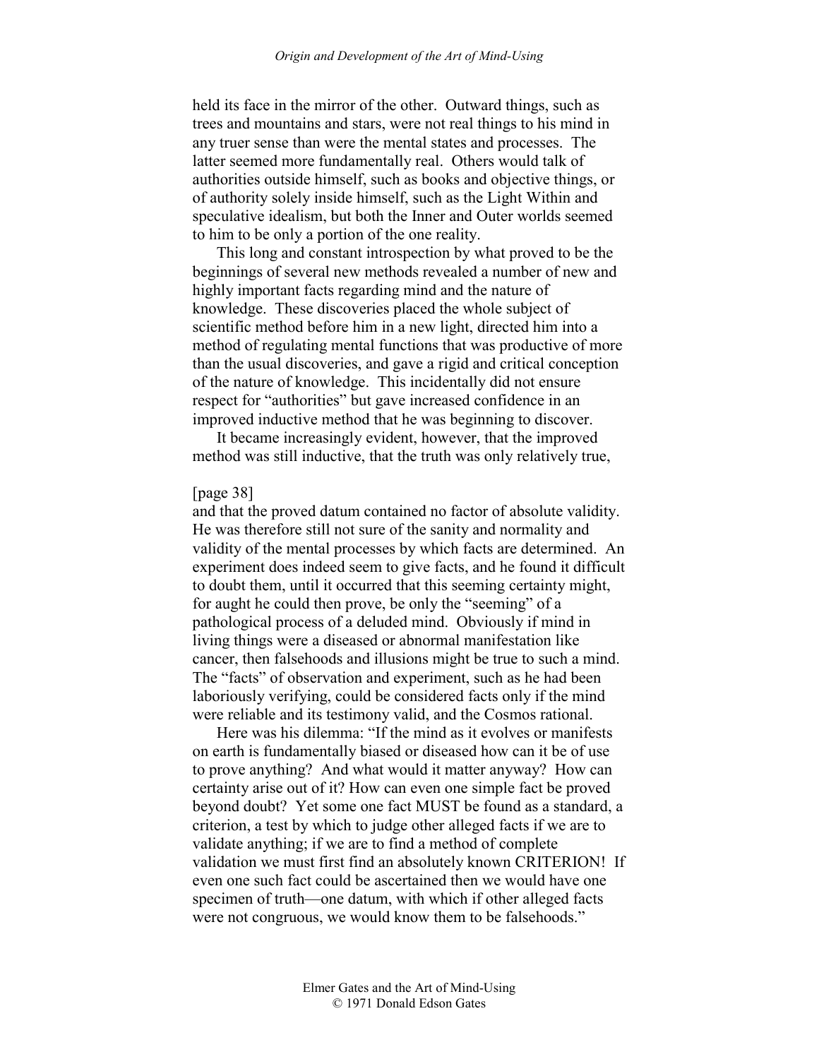held its face in the mirror of the other. Outward things, such as trees and mountains and stars, were not real things to his mind in any truer sense than were the mental states and processes. The latter seemed more fundamentally real. Others would talk of authorities outside himself, such as books and objective things, or of authority solely inside himself, such as the Light Within and speculative idealism, but both the Inner and Outer worlds seemed to him to be only a portion of the one reality.

This long and constant introspection by what proved to be the beginnings of several new methods revealed a number of new and highly important facts regarding mind and the nature of knowledge. These discoveries placed the whole subject of scientific method before him in a new light, directed him into a method of regulating mental functions that was productive of more than the usual discoveries, and gave a rigid and critical conception of the nature of knowledge. This incidentally did not ensure respect for "authorities" but gave increased confidence in an improved inductive method that he was beginning to discover.

It became increasingly evident, however, that the improved method was still inductive, that the truth was only relatively true,

[page 38]

and that the proved datum contained no factor of absolute validity. He was therefore still not sure of the sanity and normality and validity of the mental processes by which facts are determined. An experiment does indeed seem to give facts, and he found it difficult to doubt them, until it occurred that this seeming certainty might, for aught he could then prove, be only the "seeming" of a pathological process of a deluded mind. Obviously if mind in living things were a diseased or abnormal manifestation like cancer, then falsehoods and illusions might be true to such a mind. The "facts" of observation and experiment, such as he had been laboriously verifying, could be considered facts only if the mind were reliable and its testimony valid, and the Cosmos rational.

Here was his dilemma: "If the mind as it evolves or manifests on earth is fundamentally biased or diseased how can it be of use to prove anything? And what would it matter anyway? How can certainty arise out of it? How can even one simple fact be proved beyond doubt? Yet some one fact MUST be found as a standard, a criterion, a test by which to judge other alleged facts if we are to validate anything; if we are to find a method of complete validation we must first find an absolutely known CRITERION! If even one such fact could be ascertained then we would have one specimen of truth—one datum, with which if other alleged facts were not congruous, we would know them to be falsehoods."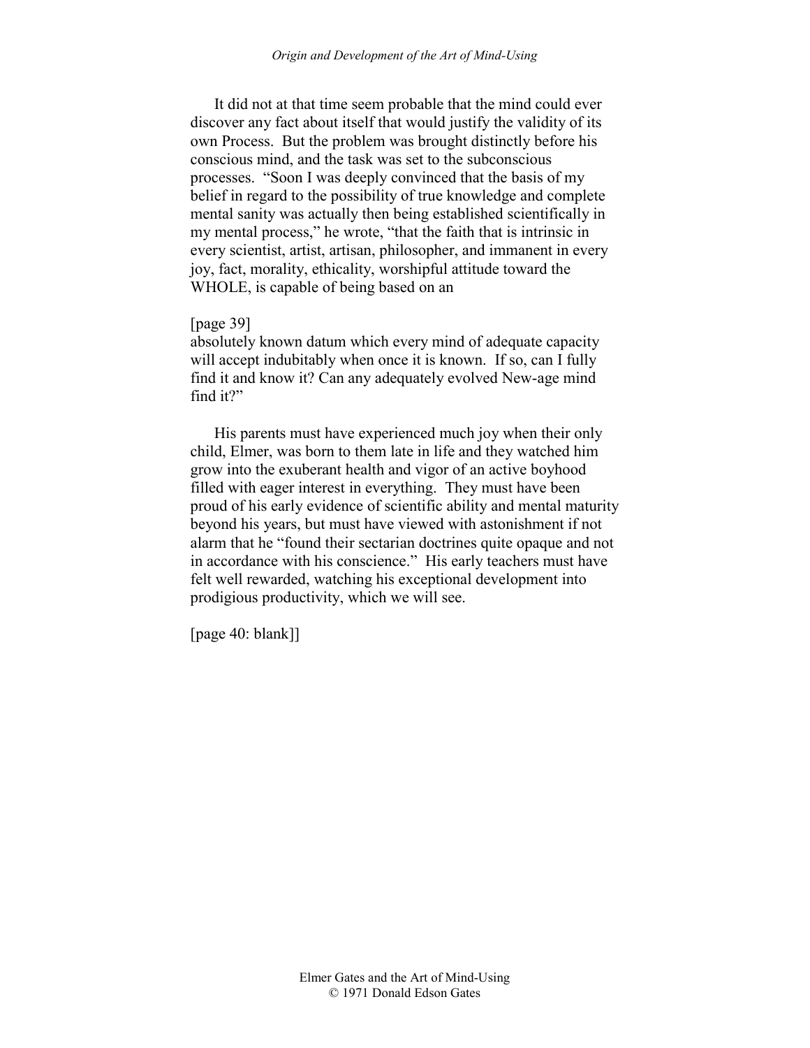It did not at that time seem probable that the mind could ever discover any fact about itself that would justify the validity of its own Process. But the problem was brought distinctly before his conscious mind, and the task was set to the subconscious processes. "Soon I was deeply convinced that the basis of my belief in regard to the possibility of true knowledge and complete mental sanity was actually then being established scientifically in my mental process," he wrote, "that the faith that is intrinsic in every scientist, artist, artisan, philosopher, and immanent in every joy, fact, morality, ethicality, worshipful attitude toward the WHOLE, is capable of being based on an

[page 39]
absolutely known datum which every mind of adequate capacity will accept indubitably when once it is known. If so, can I fully find it and know it? Can any adequately evolved New-age mind find it?"

His parents must have experienced much joy when their only child, Elmer, was born to them late in life and they watched him grow into the exuberant health and vigor of an active boyhood filled with eager interest in everything. They must have been proud of his early evidence of scientific ability and mental maturity beyond his years, but must have viewed with astonishment if not alarm that he "found their sectarian doctrines quite opaque and not in accordance with his conscience." His early teachers must have felt well rewarded, watching his exceptional development into prodigious productivity, which we will see.

[page 40: blank]]